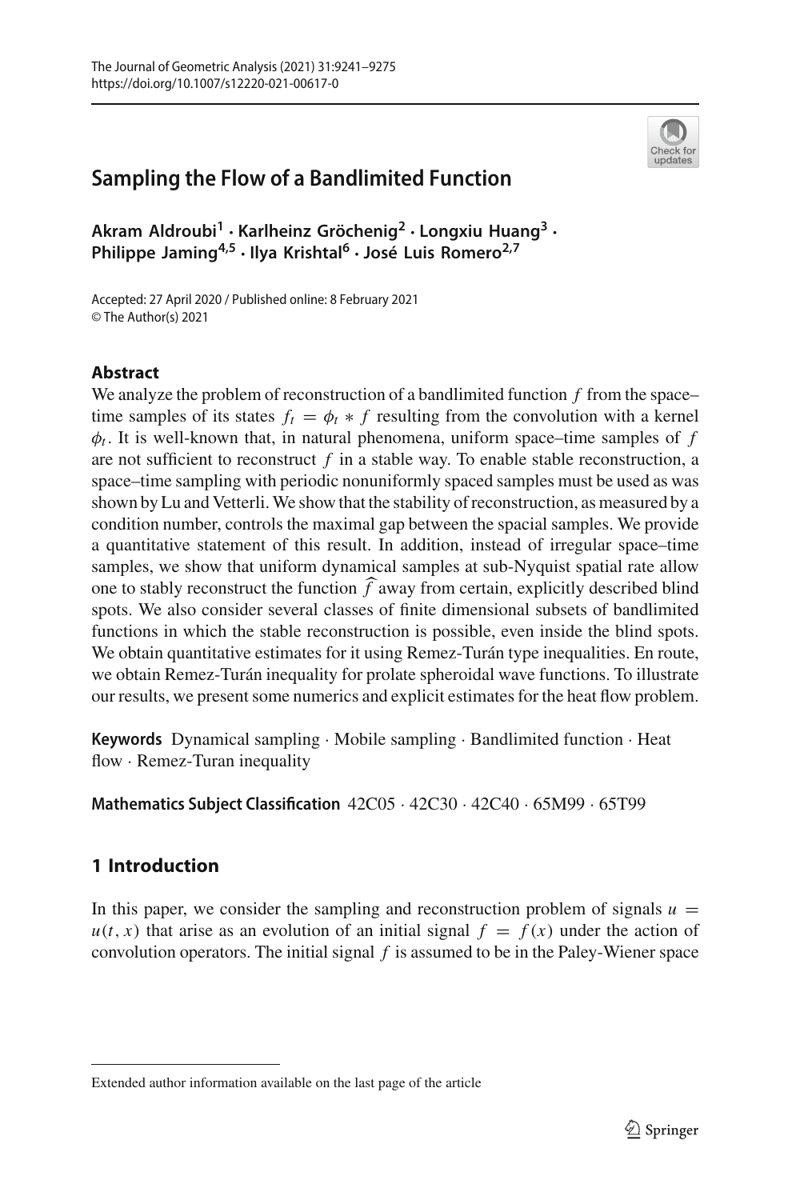# Sampling the Flow of a Bandlimited Function

**Akram Aldroubi[1] · Karlheinz Gröchenig[2] · Longxiu Huang[3] · Philippe Jaming[4,5] · Ilya Krishtal[6] · José Luis Romero[2,7]**

Accepted: 27 April 2020 / Published online: 8 February 2021
© The Author(s) 2021

## Abstract

We analyze the problem of reconstruction of a bandlimited function $f$ from the space–time samples of its states $f_t = \phi_t * f$ resulting from the convolution with a kernel $\phi_t$. It is well-known that, in natural phenomena, uniform space–time samples of $f$ are not sufficient to reconstruct $f$ in a stable way. To enable stable reconstruction, a space–time sampling with periodic nonuniformly spaced samples must be used as was shown by Lu and Vetterli. We show that the stability of reconstruction, as measured by a condition number, controls the maximal gap between the spacial samples. We provide a quantitative statement of this result. In addition, instead of irregular space–time samples, we show that uniform dynamical samples at sub-Nyquist spatial rate allow one to stably reconstruct the function $\widehat{f}$ away from certain, explicitly described blind spots. We also consider several classes of finite dimensional subsets of bandlimited functions in which the stable reconstruction is possible, even inside the blind spots. We obtain quantitative estimates for it using Remez-Turán type inequalities. En route, we obtain Remez-Turán inequality for prolate spheroidal wave functions. To illustrate our results, we present some numerics and explicit estimates for the heat flow problem.

**Keywords** Dynamical sampling · Mobile sampling · Bandlimited function · Heat flow · Remez-Turan inequality

**Mathematics Subject Classification** 42C05 · 42C30 · 42C40 · 65M99 · 65T99

## 1 Introduction

In this paper, we consider the sampling and reconstruction problem of signals $u = u(t, x)$ that arise as an evolution of an initial signal $f = f(x)$ under the action of convolution operators. The initial signal $f$ is assumed to be in the Paley-Wiener space

Extended author information available on the last page of the article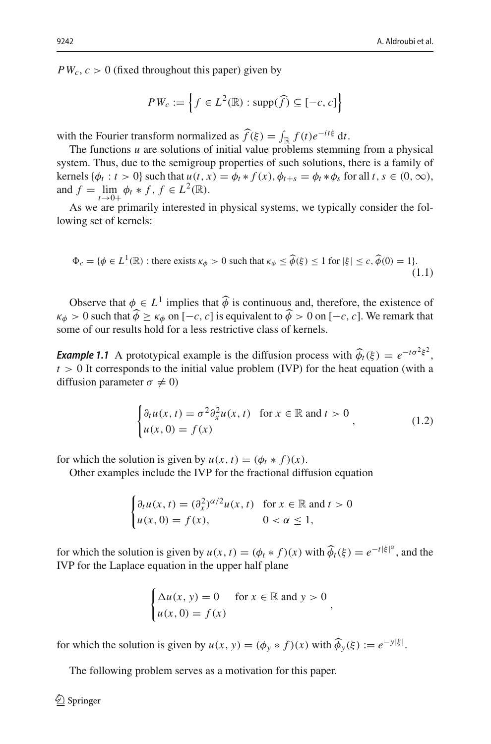$PW_c$, $c > 0$ (fixed throughout this paper) given by

$$PW_c := \left\{ f \in L^2(\mathbb{R}) : \operatorname{supp}(\widehat{f}) \subseteq [-c, c] \right\}$$

with the Fourier transform normalized as $\widehat{f}(\xi) = \int_{\mathbb{R}} f(t) e^{-it\xi} \, dt$.

The functions $u$ are solutions of initial value problems stemming from a physical system. Thus, due to the semigroup properties of such solutions, there is a family of kernels $\{\phi_t : t > 0\}$ such that $u(t, x) = \phi_t * f(x)$, $\phi_{t+s} = \phi_t * \phi_s$ for all $t, s \in (0, \infty)$, and $f = \lim_{t \to 0+} \phi_t * f$, $f \in L^2(\mathbb{R})$.

As we are primarily interested in physical systems, we typically consider the following set of kernels:

$$\Phi_c = \{\phi \in L^1(\mathbb{R}) : \text{there exists } \kappa_\phi > 0 \text{ such that } \kappa_\phi \leq \widehat{\phi}(\xi) \leq 1 \text{ for } |\xi| \leq c, \widehat{\phi}(0) = 1\}. \tag{1.1}$$

Observe that $\phi \in L^1$ implies that $\widehat{\phi}$ is continuous and, therefore, the existence of $\kappa_\phi > 0$ such that $\widehat{\phi} \geq \kappa_\phi$ on $[-c, c]$ is equivalent to $\widehat{\phi} > 0$ on $[-c, c]$. We remark that some of our results hold for a less restrictive class of kernels.

***Example 1.1*** A prototypical example is the diffusion process with $\widehat{\phi_t}(\xi) = e^{-t\sigma^2\xi^2}$, $t > 0$ It corresponds to the initial value problem (IVP) for the heat equation (with a diffusion parameter $\sigma \neq 0$)

$$\begin{cases} \partial_t u(x, t) = \sigma^2 \partial_x^2 u(x, t) & \text{for } x \in \mathbb{R} \text{ and } t > 0 \\ u(x, 0) = f(x) \end{cases}, \tag{1.2}$$

for which the solution is given by $u(x, t) = (\phi_t * f)(x)$.

Other examples include the IVP for the fractional diffusion equation

$$\begin{cases} \partial_t u(x, t) = (\partial_x^2)^{\alpha/2} u(x, t) & \text{for } x \in \mathbb{R} \text{ and } t > 0 \\ u(x, 0) = f(x), & 0 < \alpha \leq 1, \end{cases}$$

for which the solution is given by $u(x, t) = (\phi_t * f)(x)$ with $\widehat{\phi_t}(\xi) = e^{-t|\xi|^\alpha}$, and the IVP for the Laplace equation in the upper half plane

$$\begin{cases} \Delta u(x, y) = 0 & \text{for } x \in \mathbb{R} \text{ and } y > 0 \\ u(x, 0) = f(x) \end{cases},$$

for which the solution is given by $u(x, y) = (\phi_y * f)(x)$ with $\widehat{\phi_y}(\xi) := e^{-y|\xi|}$.

The following problem serves as a motivation for this paper.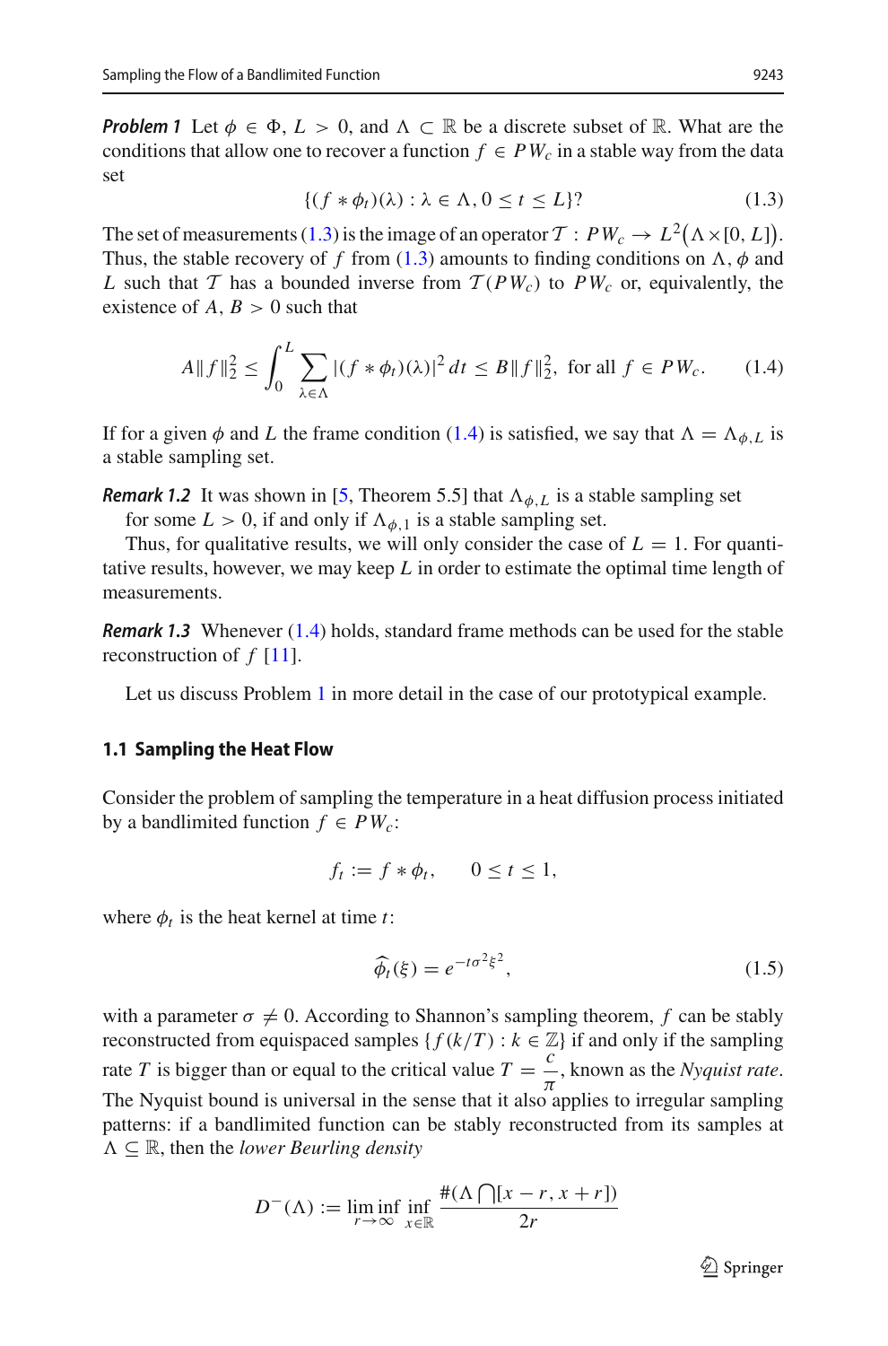***Problem 1*** Let $\phi \in \Phi$, $L > 0$, and $\Lambda \subset \mathbb{R}$ be a discrete subset of $\mathbb{R}$. What are the conditions that allow one to recover a function $f \in PW_c$ in a stable way from the data set

$$\{(f * \phi_t)(\lambda) : \lambda \in \Lambda, 0 \leq t \leq L\}? \tag{1.3}$$

The set of measurements (1.3) is the image of an operator $\mathcal{T} : PW_c \to L^2\big(\Lambda \times [0, L]\big)$. Thus, the stable recovery of $f$ from (1.3) amounts to finding conditions on $\Lambda$, $\phi$ and $L$ such that $\mathcal{T}$ has a bounded inverse from $\mathcal{T}(PW_c)$ to $PW_c$ or, equivalently, the existence of $A, B > 0$ such that

$$A\|f\|_2^2 \leq \int_0^L \sum_{\lambda \in \Lambda} |(f * \phi_t)(\lambda)|^2 \, dt \leq B\|f\|_2^2, \text{ for all } f \in PW_c. \tag{1.4}$$

If for a given $\phi$ and $L$ the frame condition (1.4) is satisfied, we say that $\Lambda = \Lambda_{\phi,L}$ is a stable sampling set.

***Remark 1.2*** It was shown in [5, Theorem 5.5] that $\Lambda_{\phi,L}$ is a stable sampling set for some $L > 0$, if and only if $\Lambda_{\phi,1}$ is a stable sampling set.

Thus, for qualitative results, we will only consider the case of $L = 1$. For quantitative results, however, we may keep $L$ in order to estimate the optimal time length of measurements.

***Remark 1.3*** Whenever (1.4) holds, standard frame methods can be used for the stable reconstruction of $f$ [11].

Let us discuss Problem 1 in more detail in the case of our prototypical example.

### 1.1 Sampling the Heat Flow

Consider the problem of sampling the temperature in a heat diffusion process initiated by a bandlimited function $f \in PW_c$:

$$f_t := f * \phi_t, \qquad 0 \leq t \leq 1,$$

where $\phi_t$ is the heat kernel at time $t$:

$$\widehat{\phi_t}(\xi) = e^{-t\sigma^2\xi^2}, \tag{1.5}$$

with a parameter $\sigma \neq 0$. According to Shannon's sampling theorem, $f$ can be stably reconstructed from equispaced samples $\{f(k/T) : k \in \mathbb{Z}\}$ if and only if the sampling rate $T$ is bigger than or equal to the critical value $T = \dfrac{c}{\pi}$, known as the *Nyquist rate*. The Nyquist bound is universal in the sense that it also applies to irregular sampling patterns: if a bandlimited function can be stably reconstructed from its samples at $\Lambda \subseteq \mathbb{R}$, then the *lower Beurling density*

$$D^-(\Lambda) := \liminf_{r \to \infty} \inf_{x \in \mathbb{R}} \frac{\#(\Lambda \bigcap [x - r, x + r])}{2r}$$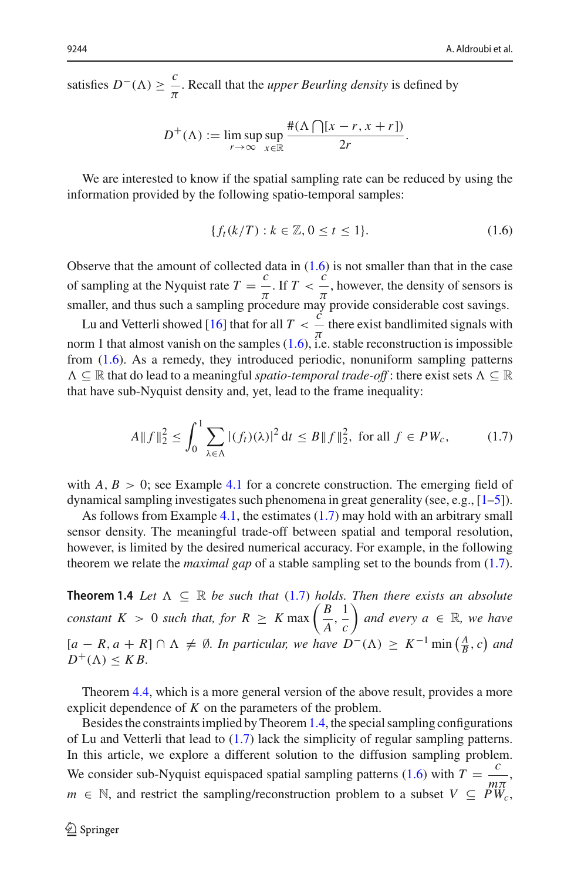satisfies $D^-(\Lambda) \geq \frac{c}{\pi}$. Recall that the *upper Beurling density* is defined by

$$D^+(\Lambda) := \lim_{r\to\infty} \sup_{x\in\mathbb{R}} \frac{\#(\Lambda \bigcap [x-r, x+r])}{2r}.$$

We are interested to know if the spatial sampling rate can be reduced by using the information provided by the following spatio-temporal samples:

$$\{f_t(k/T) : k \in \mathbb{Z}, 0 \leq t \leq 1\}. \tag{1.6}$$

Observe that the amount of collected data in (1.6) is not smaller than that in the case of sampling at the Nyquist rate $T = \frac{c}{\pi}$. If $T < \frac{c}{\pi}$, however, the density of sensors is smaller, and thus such a sampling procedure may provide considerable cost savings.

Lu and Vetterli showed [16] that for all $T < \frac{c}{\pi}$ there exist bandlimited signals with norm 1 that almost vanish on the samples (1.6), i.e. stable reconstruction is impossible from (1.6). As a remedy, they introduced periodic, nonuniform sampling patterns $\Lambda \subseteq \mathbb{R}$ that do lead to a meaningful *spatio-temporal trade-off*: there exist sets $\Lambda \subseteq \mathbb{R}$ that have sub-Nyquist density and, yet, lead to the frame inequality:

$$A\|f\|_2^2 \leq \int_0^1 \sum_{\lambda\in\Lambda} |(f_t)(\lambda)|^2 \, dt \leq B\|f\|_2^2, \text{ for all } f \in PW_c, \tag{1.7}$$

with $A, B > 0$; see Example 4.1 for a concrete construction. The emerging field of dynamical sampling investigates such phenomena in great generality (see, e.g., [1–5]).

As follows from Example 4.1, the estimates (1.7) may hold with an arbitrary small sensor density. The meaningful trade-off between spatial and temporal resolution, however, is limited by the desired numerical accuracy. For example, in the following theorem we relate the *maximal gap* of a stable sampling set to the bounds from (1.7).

**Theorem 1.4** *Let $\Lambda \subseteq \mathbb{R}$ be such that (1.7) holds. Then there exists an absolute constant $K > 0$ such that, for $R \geq K \max\left(\frac{B}{A}, \frac{1}{c}\right)$ and every $a \in \mathbb{R}$, we have $[a-R, a+R] \cap \Lambda \neq \emptyset$. In particular, we have $D^-(\Lambda) \geq K^{-1} \min\left(\frac{A}{B}, c\right)$ and $D^+(\Lambda) \leq KB$.*

Theorem 4.4, which is a more general version of the above result, provides a more explicit dependence of $K$ on the parameters of the problem.

Besides the constraints implied by Theorem 1.4, the special sampling configurations of Lu and Vetterli that lead to (1.7) lack the simplicity of regular sampling patterns. In this article, we explore a different solution to the diffusion sampling problem. We consider sub-Nyquist equispaced spatial sampling patterns (1.6) with $T = \frac{c}{m\pi}$, $m \in \mathbb{N}$, and restrict the sampling/reconstruction problem to a subset $V \subseteq PW_c$,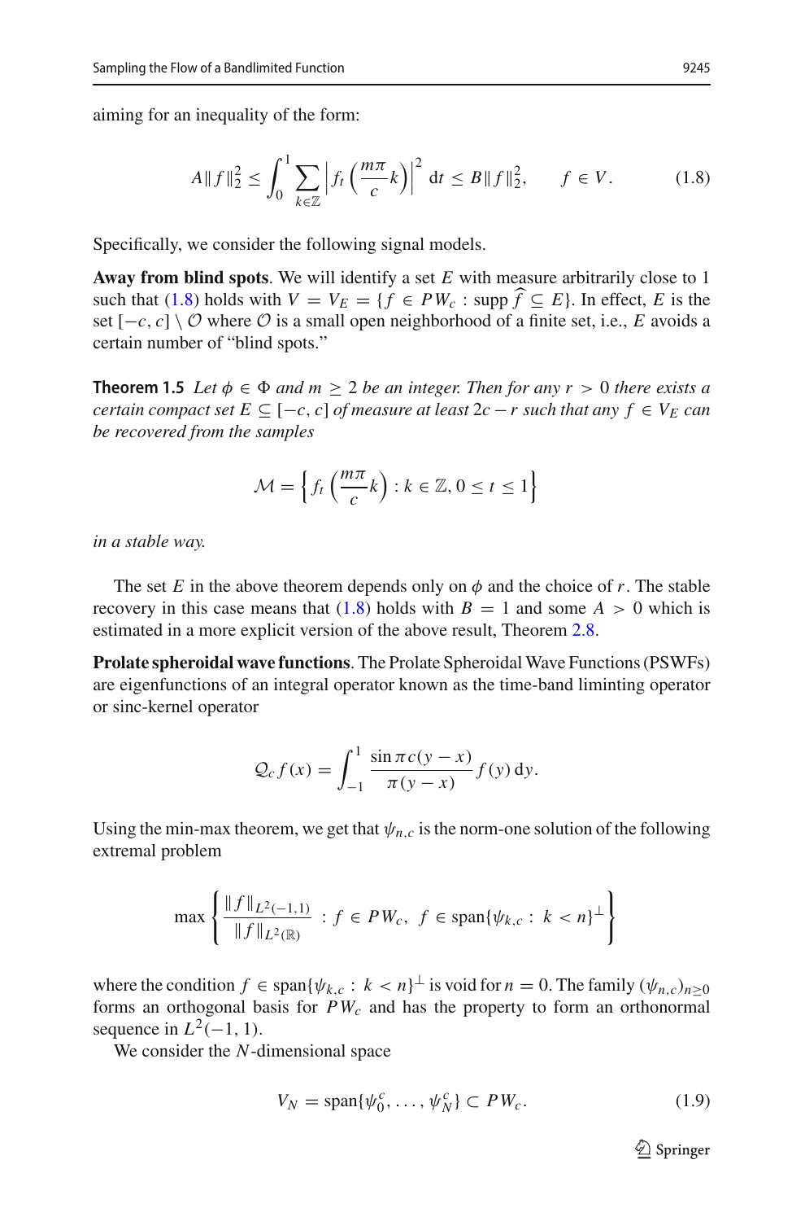aiming for an inequality of the form:

$$A\|f\|_2^2 \le \int_0^1 \sum_{k\in\mathbb{Z}} \left| f_t\left(\frac{m\pi}{c}k\right)\right|^2 \mathrm{d}t \le B\|f\|_2^2, \qquad f \in V. \tag{1.8}$$

Specifically, we consider the following signal models.

**Away from blind spots**. We will identify a set $E$ with measure arbitrarily close to 1 such that (1.8) holds with $V = V_E = \{f \in PW_c : \operatorname{supp} \widehat{f} \subseteq E\}$. In effect, $E$ is the set $[-c, c] \setminus \mathcal{O}$ where $\mathcal{O}$ is a small open neighborhood of a finite set, i.e., $E$ avoids a certain number of "blind spots."

**Theorem 1.5** *Let $\phi \in \Phi$ and $m \ge 2$ be an integer. Then for any $r > 0$ there exists a certain compact set $E \subseteq [-c, c]$ of measure at least $2c - r$ such that any $f \in V_E$ can be recovered from the samples*

$$\mathcal{M} = \left\{ f_t\left(\frac{m\pi}{c}k\right) : k \in \mathbb{Z}, 0 \le t \le 1\right\}$$

*in a stable way.*

The set $E$ in the above theorem depends only on $\phi$ and the choice of $r$. The stable recovery in this case means that (1.8) holds with $B = 1$ and some $A > 0$ which is estimated in a more explicit version of the above result, Theorem 2.8.

**Prolate spheroidal wave functions**. The Prolate Spheroidal Wave Functions (PSWFs) are eigenfunctions of an integral operator known as the time-band liminting operator or sinc-kernel operator

$$\mathcal{Q}_c f(x) = \int_{-1}^{1} \frac{\sin \pi c(y-x)}{\pi(y-x)} f(y)\,\mathrm{d}y.$$

Using the min-max theorem, we get that $\psi_{n,c}$ is the norm-one solution of the following extremal problem

$$\max\left\{ \frac{\|f\|_{L^2(-1,1)}}{\|f\|_{L^2(\mathbb{R})}} : f \in PW_c,\ f \in \operatorname{span}\{\psi_{k,c} : k < n\}^{\perp}\right\}$$

where the condition $f \in \operatorname{span}\{\psi_{k,c} : k < n\}^{\perp}$ is void for $n = 0$. The family $(\psi_{n,c})_{n\ge 0}$ forms an orthogonal basis for $PW_c$ and has the property to form an orthonormal sequence in $L^2(-1, 1)$.

We consider the $N$-dimensional space

$$V_N = \operatorname{span}\{\psi_0^c, \ldots, \psi_N^c\} \subset PW_c. \tag{1.9}$$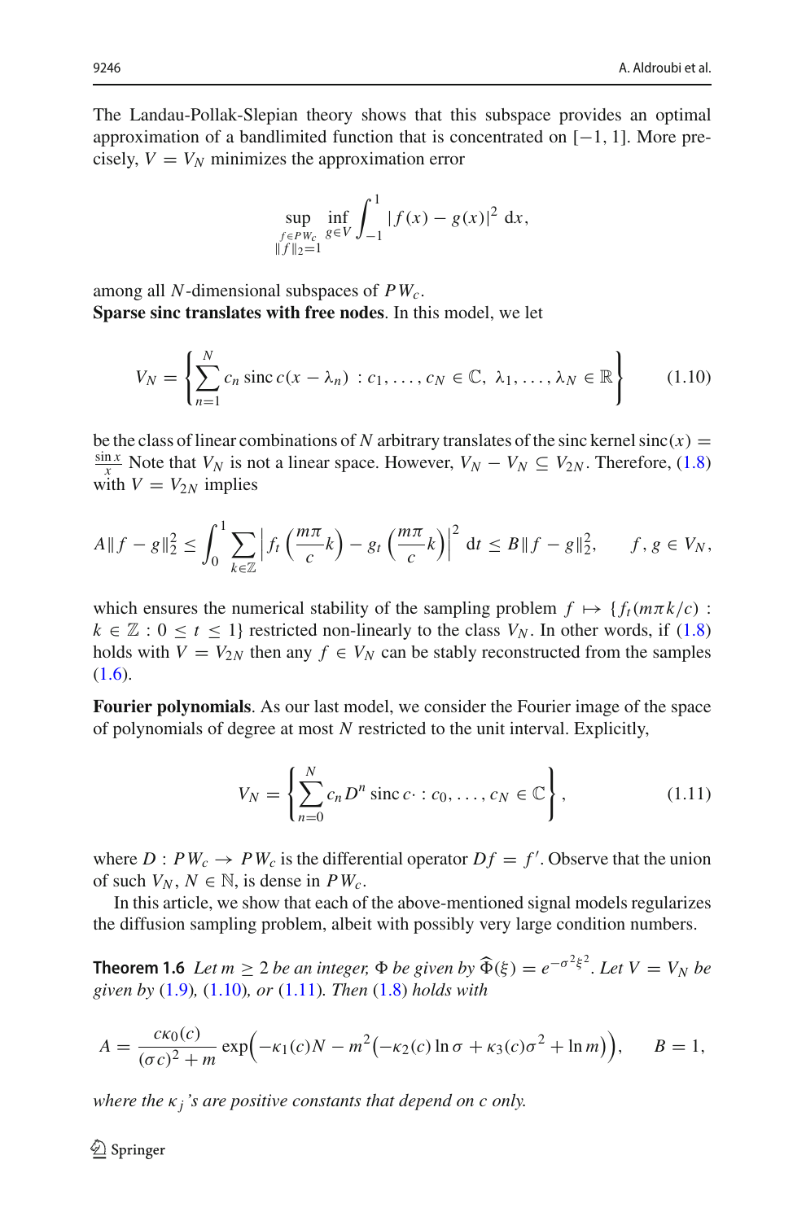The Landau-Pollak-Slepian theory shows that this subspace provides an optimal approximation of a bandlimited function that is concentrated on $[-1, 1]$. More precisely, $V = V_N$ minimizes the approximation error

$$\sup_{\substack{f \in PW_c \\ \|f\|_2 = 1}} \inf_{g \in V} \int_{-1}^{1} |f(x) - g(x)|^2 \, dx,$$

among all $N$-dimensional subspaces of $PW_c$.

**Sparse sinc translates with free nodes**. In this model, we let

$$V_N = \left\{ \sum_{n=1}^{N} c_n \operatorname{sinc} c(x - \lambda_n) \, : c_1, \ldots, c_N \in \mathbb{C}, \ \lambda_1, \ldots, \lambda_N \in \mathbb{R} \right\} \tag{1.10}$$

be the class of linear combinations of $N$ arbitrary translates of the sinc kernel $\operatorname{sinc}(x) = \frac{\sin x}{x}$ Note that $V_N$ is not a linear space. However, $V_N - V_N \subseteq V_{2N}$. Therefore, (1.8) with $V = V_{2N}$ implies

$$A\|f - g\|_2^2 \le \int_0^1 \sum_{k \in \mathbb{Z}} \left| f_t\left(\frac{m\pi}{c} k\right) - g_t\left(\frac{m\pi}{c} k\right) \right|^2 \, dt \le B\|f - g\|_2^2, \qquad f, g \in V_N,$$

which ensures the numerical stability of the sampling problem $f \mapsto \{f_t(m\pi k/c) : k \in \mathbb{Z} : 0 \le t \le 1\}$ restricted non-linearly to the class $V_N$. In other words, if (1.8) holds with $V = V_{2N}$ then any $f \in V_N$ can be stably reconstructed from the samples (1.6).

**Fourier polynomials**. As our last model, we consider the Fourier image of the space of polynomials of degree at most $N$ restricted to the unit interval. Explicitly,

$$V_N = \left\{ \sum_{n=0}^{N} c_n D^n \operatorname{sinc} c \cdot : c_0, \ldots, c_N \in \mathbb{C} \right\}, \tag{1.11}$$

where $D : PW_c \to PW_c$ is the differential operator $Df = f'$. Observe that the union of such $V_N$, $N \in \mathbb{N}$, is dense in $PW_c$.

In this article, we show that each of the above-mentioned signal models regularizes the diffusion sampling problem, albeit with possibly very large condition numbers.

**Theorem 1.6** *Let $m \ge 2$ be an integer, $\Phi$ be given by $\widehat{\Phi}(\xi) = e^{-\sigma^2 \xi^2}$. Let $V = V_N$ be given by (1.9), (1.10), or (1.11). Then (1.8) holds with*

$$A = \frac{c\kappa_0(c)}{(\sigma c)^2 + m} \exp\Big(-\kappa_1(c)N - m^2\big(-\kappa_2(c) \ln \sigma + \kappa_3(c)\sigma^2 + \ln m\big)\Big), \qquad B = 1,$$

*where the $\kappa_j$'s are positive constants that depend on $c$ only.*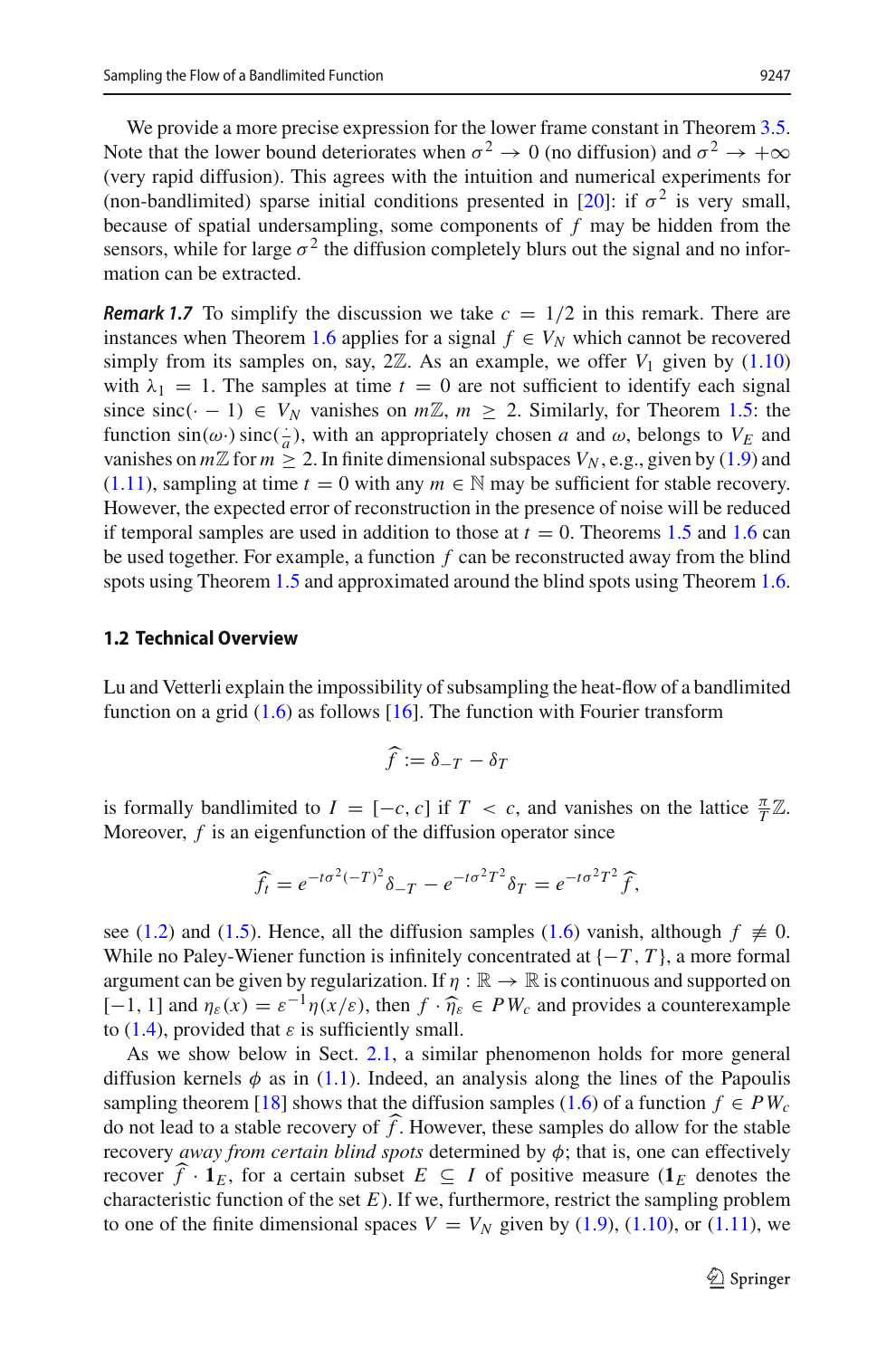We provide a more precise expression for the lower frame constant in Theorem 3.5. Note that the lower bound deteriorates when $\sigma^2 \to 0$ (no diffusion) and $\sigma^2 \to +\infty$ (very rapid diffusion). This agrees with the intuition and numerical experiments for (non-bandlimited) sparse initial conditions presented in [20]: if $\sigma^2$ is very small, because of spatial undersampling, some components of $f$ may be hidden from the sensors, while for large $\sigma^2$ the diffusion completely blurs out the signal and no information can be extracted.

***Remark 1.7*** To simplify the discussion we take $c = 1/2$ in this remark. There are instances when Theorem 1.6 applies for a signal $f \in V_N$ which cannot be recovered simply from its samples on, say, $2\mathbb{Z}$. As an example, we offer $V_1$ given by (1.10) with $\lambda_1 = 1$. The samples at time $t = 0$ are not sufficient to identify each signal since $\operatorname{sinc}(\cdot - 1) \in V_N$ vanishes on $m\mathbb{Z}$, $m \geq 2$. Similarly, for Theorem 1.5: the function $\sin(\omega\cdot)\operatorname{sinc}(\frac{\cdot}{a})$, with an appropriately chosen $a$ and $\omega$, belongs to $V_E$ and vanishes on $m\mathbb{Z}$ for $m \geq 2$. In finite dimensional subspaces $V_N$, e.g., given by (1.9) and (1.11), sampling at time $t = 0$ with any $m \in \mathbb{N}$ may be sufficient for stable recovery. However, the expected error of reconstruction in the presence of noise will be reduced if temporal samples are used in addition to those at $t = 0$. Theorems 1.5 and 1.6 can be used together. For example, a function $f$ can be reconstructed away from the blind spots using Theorem 1.5 and approximated around the blind spots using Theorem 1.6.

### 1.2 Technical Overview

Lu and Vetterli explain the impossibility of subsampling the heat-flow of a bandlimited function on a grid (1.6) as follows [16]. The function with Fourier transform

$$\widehat{f} := \delta_{-T} - \delta_T$$

is formally bandlimited to $I = [-c, c]$ if $T < c$, and vanishes on the lattice $\frac{\pi}{T}\mathbb{Z}$. Moreover, $f$ is an eigenfunction of the diffusion operator since

$$\widehat{f_t} = e^{-t\sigma^2(-T)^2}\delta_{-T} - e^{-t\sigma^2 T^2}\delta_T = e^{-t\sigma^2 T^2}\widehat{f},$$

see (1.2) and (1.5). Hence, all the diffusion samples (1.6) vanish, although $f \not\equiv 0$. While no Paley-Wiener function is infinitely concentrated at $\{-T, T\}$, a more formal argument can be given by regularization. If $\eta : \mathbb{R} \to \mathbb{R}$ is continuous and supported on $[-1, 1]$ and $\eta_\varepsilon(x) = \varepsilon^{-1}\eta(x/\varepsilon)$, then $f \cdot \widehat{\eta}_\varepsilon \in PW_c$ and provides a counterexample to (1.4), provided that $\varepsilon$ is sufficiently small.

As we show below in Sect. 2.1, a similar phenomenon holds for more general diffusion kernels $\phi$ as in (1.1). Indeed, an analysis along the lines of the Papoulis sampling theorem [18] shows that the diffusion samples (1.6) of a function $f \in PW_c$ do not lead to a stable recovery of $\widehat{f}$. However, these samples do allow for the stable recovery *away from certain blind spots* determined by $\phi$; that is, one can effectively recover $\widehat{f} \cdot \mathbf{1}_E$, for a certain subset $E \subseteq I$ of positive measure ($\mathbf{1}_E$ denotes the characteristic function of the set $E$). If we, furthermore, restrict the sampling problem to one of the finite dimensional spaces $V = V_N$ given by (1.9), (1.10), or (1.11), we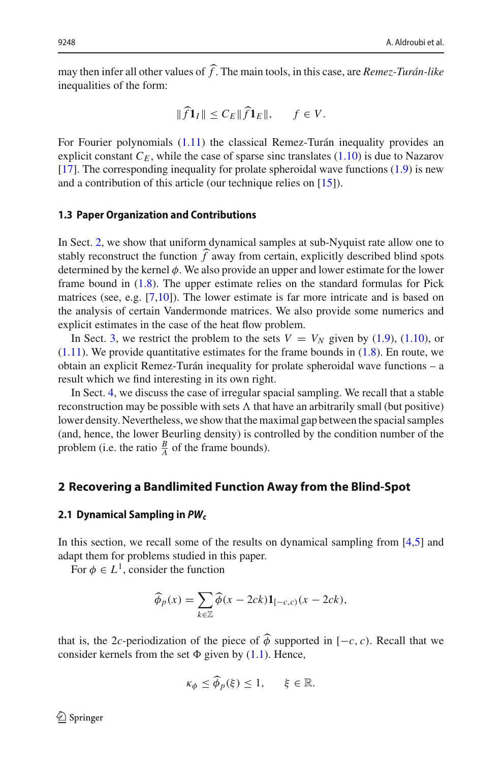may then infer all other values of $\widehat{f}$. The main tools, in this case, are *Remez-Turán-like* inequalities of the form:

$$\|\widehat{f}\mathbf{1}_I\| \leq C_E \|\widehat{f}\mathbf{1}_E\|, \qquad f \in V.$$

For Fourier polynomials (1.11) the classical Remez-Turán inequality provides an explicit constant $C_E$, while the case of sparse sinc translates (1.10) is due to Nazarov [17]. The corresponding inequality for prolate spheroidal wave functions (1.9) is new and a contribution of this article (our technique relies on [15]).

### 1.3 Paper Organization and Contributions

In Sect. 2, we show that uniform dynamical samples at sub-Nyquist rate allow one to stably reconstruct the function $\widehat{f}$ away from certain, explicitly described blind spots determined by the kernel $\phi$. We also provide an upper and lower estimate for the lower frame bound in (1.8). The upper estimate relies on the standard formulas for Pick matrices (see, e.g. [7,10]). The lower estimate is far more intricate and is based on the analysis of certain Vandermonde matrices. We also provide some numerics and explicit estimates in the case of the heat flow problem.

In Sect. 3, we restrict the problem to the sets $V = V_N$ given by (1.9), (1.10), or (1.11). We provide quantitative estimates for the frame bounds in (1.8). En route, we obtain an explicit Remez-Turán inequality for prolate spheroidal wave functions – a result which we find interesting in its own right.

In Sect. 4, we discuss the case of irregular spacial sampling. We recall that a stable reconstruction may be possible with sets $\Lambda$ that have an arbitrarily small (but positive) lower density. Nevertheless, we show that the maximal gap between the spacial samples (and, hence, the lower Beurling density) is controlled by the condition number of the problem (i.e. the ratio $\frac{B}{A}$ of the frame bounds).

## 2 Recovering a Bandlimited Function Away from the Blind-Spot

### 2.1 Dynamical Sampling in $PW_c$

In this section, we recall some of the results on dynamical sampling from [4,5] and adapt them for problems studied in this paper.

For $\phi \in L^1$, consider the function

$$\widehat{\phi}_p(x) = \sum_{k\in\mathbb{Z}} \widehat{\phi}(x - 2ck)\mathbf{1}_{[-c,c)}(x - 2ck),$$

that is, the $2c$-periodization of the piece of $\widehat{\phi}$ supported in $[-c, c)$. Recall that we consider kernels from the set $\Phi$ given by (1.1). Hence,

$$\kappa_\phi \leq \widehat{\phi}_p(\xi) \leq 1, \qquad \xi \in \mathbb{R}.$$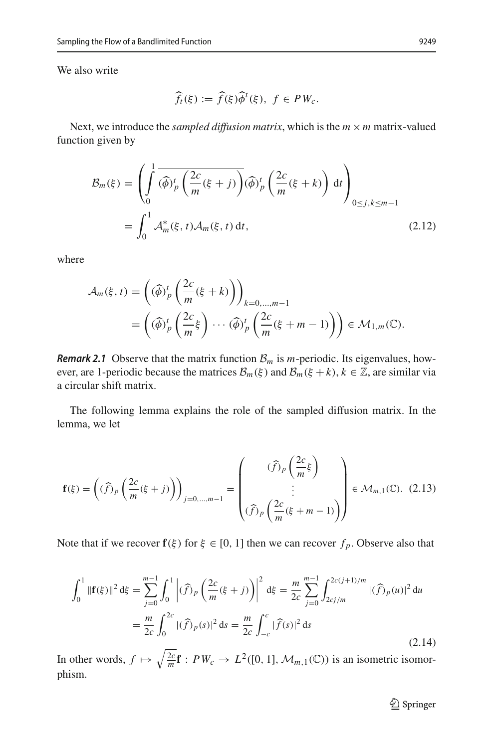We also write

$$\widehat{f}_t(\xi) := \widehat{f}(\xi)\widehat{\phi}^t(\xi), \ f \in PW_c.$$

Next, we introduce the *sampled diffusion matrix*, which is the $m \times m$ matrix-valued function given by

$$\begin{aligned}
\mathcal{B}_m(\xi) &= \left( \int_0^1 \overline{(\widehat{\phi})_p^t \left( \frac{2c}{m}(\xi + j) \right)} (\widehat{\phi})_p^t \left( \frac{2c}{m}(\xi + k) \right) \, \mathrm{d}t \right)_{0 \le j,k \le m-1} \\
&= \int_0^1 \mathcal{A}_m^*(\xi, t) \mathcal{A}_m(\xi, t) \, \mathrm{d}t,
\end{aligned} \tag{2.12}$$

where

$$\begin{aligned}
\mathcal{A}_m(\xi, t) &= \left( (\widehat{\phi})_p^t \left( \frac{2c}{m}(\xi + k) \right) \right)_{k=0,\dots,m-1} \\
&= \left( (\widehat{\phi})_p^t \left( \frac{2c}{m}\xi \right) \cdots (\widehat{\phi})_p^t \left( \frac{2c}{m}(\xi + m - 1) \right) \right) \in \mathcal{M}_{1,m}(\mathbb{C}).
\end{aligned}$$

***Remark 2.1*** Observe that the matrix function $\mathcal{B}_m$ is $m$-periodic. Its eigenvalues, however, are 1-periodic because the matrices $\mathcal{B}_m(\xi)$ and $\mathcal{B}_m(\xi + k)$, $k \in \mathbb{Z}$, are similar via a circular shift matrix.

The following lemma explains the role of the sampled diffusion matrix. In the lemma, we let

$$\mathbf{f}(\xi) = \left( (\widehat{f})_p \left( \frac{2c}{m}(\xi + j) \right) \right)_{j=0,\dots,m-1} = \begin{pmatrix} (\widehat{f})_p \left( \frac{2c}{m}\xi \right) \\ \vdots \\ (\widehat{f})_p \left( \frac{2c}{m}(\xi + m - 1) \right) \end{pmatrix} \in \mathcal{M}_{m,1}(\mathbb{C}). \tag{2.13}$$

Note that if we recover $\mathbf{f}(\xi)$ for $\xi \in [0, 1]$ then we can recover $f_p$. Observe also that

$$\begin{aligned}
\int_0^1 \|\mathbf{f}(\xi)\|^2 \, \mathrm{d}\xi &= \sum_{j=0}^{m-1} \int_0^1 \left| (\widehat{f})_p \left( \frac{2c}{m}(\xi + j) \right) \right|^2 \mathrm{d}\xi = \frac{m}{2c} \sum_{j=0}^{m-1} \int_{2cj/m}^{2c(j+1)/m} |(\widehat{f})_p(u)|^2 \, \mathrm{d}u \\
&= \frac{m}{2c} \int_0^{2c} |(\widehat{f})_p(s)|^2 \, \mathrm{d}s = \frac{m}{2c} \int_{-c}^{c} |\widehat{f}(s)|^2 \, \mathrm{d}s
\end{aligned} \tag{2.14}$$

In other words, $f \mapsto \sqrt{\frac{2c}{m}}\mathbf{f} : PW_c \to L^2([0, 1], \mathcal{M}_{m,1}(\mathbb{C}))$ is an isometric isomorphism.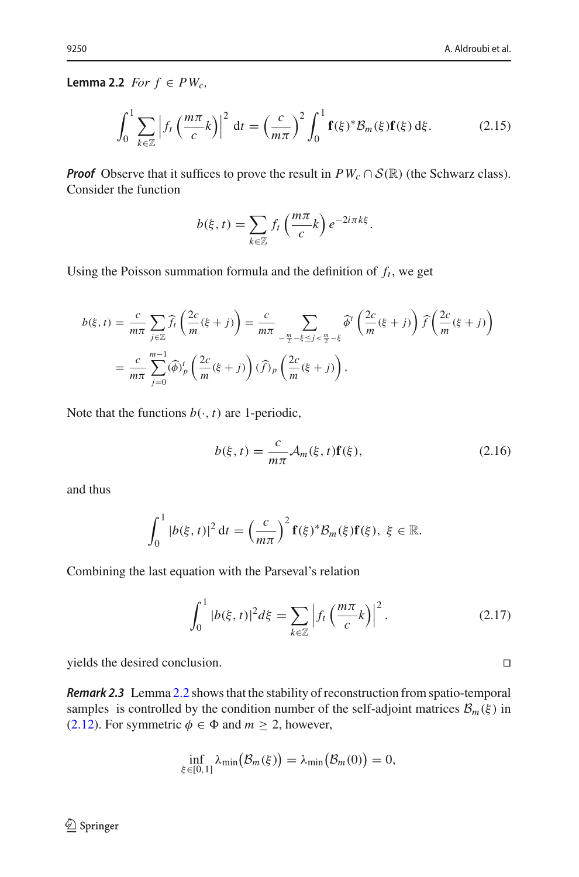**Lemma 2.2** *For $f \in PW_c$,*

$$\int_0^1 \sum_{k\in\mathbb{Z}} \left| f_t\left(\frac{m\pi}{c}k\right)\right|^2 \mathrm{d}t = \left(\frac{c}{m\pi}\right)^2 \int_0^1 \mathbf{f}(\xi)^* \mathcal{B}_m(\xi)\mathbf{f}(\xi)\,\mathrm{d}\xi. \tag{2.15}$$

***Proof*** Observe that it suffices to prove the result in $PW_c \cap \mathcal{S}(\mathbb{R})$ (the Schwarz class). Consider the function

$$b(\xi,t) = \sum_{k\in\mathbb{Z}} f_t\left(\frac{m\pi}{c}k\right) e^{-2i\pi k\xi}.$$

Using the Poisson summation formula and the definition of $f_t$, we get

$$\begin{aligned}
b(\xi,t) &= \frac{c}{m\pi}\sum_{j\in\mathbb{Z}} \widehat{f_t}\left(\frac{2c}{m}(\xi+j)\right) = \frac{c}{m\pi}\sum_{-\frac{m}{2}-\xi\le j<\frac{m}{2}-\xi} \widehat{\phi}^t\left(\frac{2c}{m}(\xi+j)\right)\widehat{f}\left(\frac{2c}{m}(\xi+j)\right)\\
&= \frac{c}{m\pi}\sum_{j=0}^{m-1} (\widehat{\phi})_p^t\left(\frac{2c}{m}(\xi+j)\right)(\widehat{f})_p\left(\frac{2c}{m}(\xi+j)\right),
\end{aligned}$$

Note that the functions $b(\cdot,t)$ are 1-periodic,

$$b(\xi,t) = \frac{c}{m\pi}\mathcal{A}_m(\xi,t)\mathbf{f}(\xi), \tag{2.16}$$

and thus

$$\int_0^1 |b(\xi,t)|^2\,\mathrm{d}t = \left(\frac{c}{m\pi}\right)^2 \mathbf{f}(\xi)^*\mathcal{B}_m(\xi)\mathbf{f}(\xi),\ \xi\in\mathbb{R}.$$

Combining the last equation with the Parseval's relation

$$\int_0^1 |b(\xi,t)|^2 d\xi = \sum_{k\in\mathbb{Z}} \left| f_t\left(\frac{m\pi}{c}k\right)\right|^2. \tag{2.17}$$

yields the desired conclusion. $\square$

***Remark 2.3*** Lemma 2.2 shows that the stability of reconstruction from spatio-temporal samples is controlled by the condition number of the self-adjoint matrices $\mathcal{B}_m(\xi)$ in (2.12). For symmetric $\phi \in \Phi$ and $m \ge 2$, however,

$$\inf_{\xi\in[0,1]} \lambda_{\min}\big(\mathcal{B}_m(\xi)\big) = \lambda_{\min}\big(\mathcal{B}_m(0)\big) = 0,$$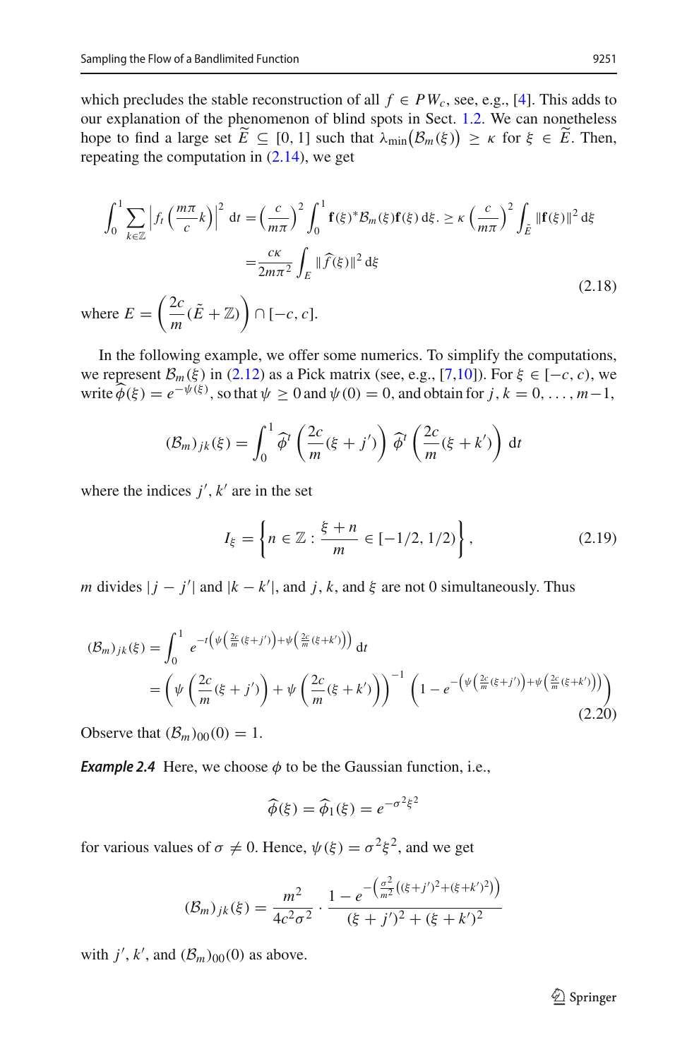which precludes the stable reconstruction of all $f \in PW_c$, see, e.g., [4]. This adds to our explanation of the phenomenon of blind spots in Sect. 1.2. We can nonetheless hope to find a large set $\widetilde{E} \subseteq [0,1]$ such that $\lambda_{\min}(\mathcal{B}_m(\xi)) \geq \kappa$ for $\xi \in \widetilde{E}$. Then, repeating the computation in (2.14), we get

$$
\begin{aligned}
\int_0^1 \sum_{k\in\mathbb{Z}} \left| f_t\left(\frac{m\pi}{c}k\right)\right|^2 \mathrm{d}t &= \left(\frac{c}{m\pi}\right)^2 \int_0^1 \mathbf{f}(\xi)^* \mathcal{B}_m(\xi)\mathbf{f}(\xi)\,\mathrm{d}\xi. \geq \kappa \left(\frac{c}{m\pi}\right)^2 \int_{\tilde{E}} \|\mathbf{f}(\xi)\|^2\,\mathrm{d}\xi \\
&= \frac{c\kappa}{2m\pi^2} \int_E \|\widehat{f}(\xi)\|^2\,\mathrm{d}\xi
\end{aligned}
\tag{2.18}
$$

where $E = \left(\dfrac{2c}{m}(\tilde{E}+\mathbb{Z})\right) \cap [-c,c]$.

In the following example, we offer some numerics. To simplify the computations, we represent $\mathcal{B}_m(\xi)$ in (2.12) as a Pick matrix (see, e.g., [7,10]). For $\xi \in [-c,c)$, we write $\widehat{\phi}(\xi) = e^{-\psi(\xi)}$, so that $\psi \geq 0$ and $\psi(0)=0$, and obtain for $j,k = 0,\ldots,m-1$,

$$
(\mathcal{B}_m)_{jk}(\xi) = \int_0^1 \widehat{\phi}^t\left(\frac{2c}{m}(\xi+j')\right)\widehat{\phi}^t\left(\frac{2c}{m}(\xi+k')\right)\,\mathrm{d}t
$$

where the indices $j', k'$ are in the set

$$
I_\xi = \left\{ n \in \mathbb{Z} : \frac{\xi+n}{m} \in [-1/2, 1/2) \right\}, \tag{2.19}
$$

$m$ divides $|j-j'|$ and $|k-k'|$, and $j$, $k$, and $\xi$ are not 0 simultaneously. Thus

$$
\begin{aligned}
(\mathcal{B}_m)_{jk}(\xi) &= \int_0^1 e^{-t\left(\psi\left(\frac{2c}{m}(\xi+j')\right)+\psi\left(\frac{2c}{m}(\xi+k')\right)\right)}\,\mathrm{d}t \\
&= \left(\psi\left(\frac{2c}{m}(\xi+j')\right)+\psi\left(\frac{2c}{m}(\xi+k')\right)\right)^{-1}\left(1-e^{-\left(\psi\left(\frac{2c}{m}(\xi+j')\right)+\psi\left(\frac{2c}{m}(\xi+k')\right)\right)}\right)
\end{aligned}
\tag{2.20}
$$

Observe that $(\mathcal{B}_m)_{00}(0) = 1$.

***Example 2.4*** Here, we choose $\phi$ to be the Gaussian function, i.e.,

$$
\widehat{\phi}(\xi) = \widehat{\phi}_1(\xi) = e^{-\sigma^2\xi^2}
$$

for various values of $\sigma \neq 0$. Hence, $\psi(\xi) = \sigma^2\xi^2$, and we get

$$
(\mathcal{B}_m)_{jk}(\xi) = \frac{m^2}{4c^2\sigma^2} \cdot \frac{1-e^{-\left(\frac{\sigma^2}{m^2}\left((\xi+j')^2+(\xi+k')^2\right)\right)}}{(\xi+j')^2+(\xi+k')^2}
$$

with $j'$, $k'$, and $(\mathcal{B}_m)_{00}(0)$ as above.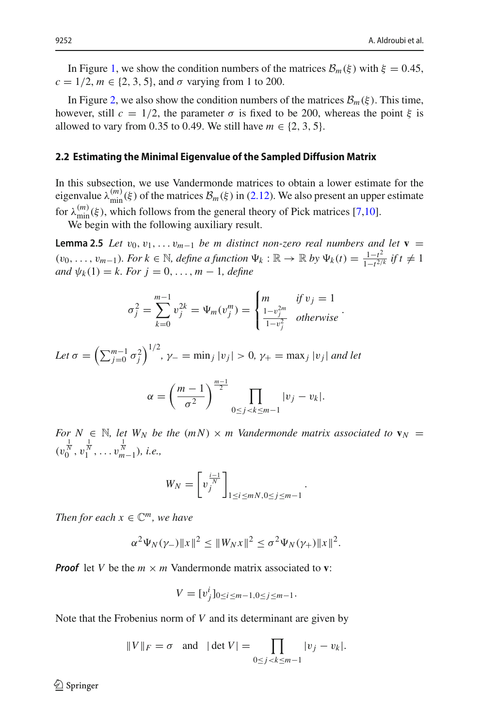In Figure 1, we show the condition numbers of the matrices $\mathcal{B}_m(\xi)$ with $\xi = 0.45$, $c = 1/2$, $m \in \{2, 3, 5\}$, and $\sigma$ varying from 1 to 200.

In Figure 2, we also show the condition numbers of the matrices $\mathcal{B}_m(\xi)$. This time, however, still $c = 1/2$, the parameter $\sigma$ is fixed to be 200, whereas the point $\xi$ is allowed to vary from 0.35 to 0.49. We still have $m \in \{2, 3, 5\}$.

### 2.2 Estimating the Minimal Eigenvalue of the Sampled Diffusion Matrix

In this subsection, we use Vandermonde matrices to obtain a lower estimate for the eigenvalue $\lambda_{\min}^{(m)}(\xi)$ of the matrices $\mathcal{B}_m(\xi)$ in (2.12). We also present an upper estimate for $\lambda_{\min}^{(m)}(\xi)$, which follows from the general theory of Pick matrices [7,10].

We begin with the following auxiliary result.

**Lemma 2.5** *Let $v_0, v_1, \dots v_{m-1}$ be $m$ distinct non-zero real numbers and let $\mathbf{v} = (v_0, \dots, v_{m-1})$. For $k \in \mathbb{N}$, define a function $\Psi_k : \mathbb{R} \to \mathbb{R}$ by $\Psi_k(t) = \frac{1-t^2}{1-t^{2/k}}$ if $t \neq 1$ and $\psi_k(1) = k$. For $j = 0, \dots, m-1$, define*

$$\sigma_j^2 = \sum_{k=0}^{m-1} v_j^{2k} = \Psi_m(v_j^m) = \begin{cases} m & \text{if } v_j = 1 \\ \frac{1-v_j^{2m}}{1-v_j^2} & \text{otherwise} \end{cases}.$$

*Let $\sigma = \left(\sum_{j=0}^{m-1} \sigma_j^2\right)^{1/2}$, $\gamma_- = \min_j |v_j| > 0$, $\gamma_+ = \max_j |v_j|$ and let*

$$\alpha = \left(\frac{m-1}{\sigma^2}\right)^{\frac{m-1}{2}} \prod_{0 \le j < k \le m-1} |v_j - v_k|.$$

*For $N \in \mathbb{N}$, let $W_N$ be the $(mN) \times m$ Vandermonde matrix associated to $\mathbf{v}_N = (v_0^{\frac{1}{N}}, v_1^{\frac{1}{N}}, \dots v_{m-1}^{\frac{1}{N}})$, i.e.,*

$$W_N = \left[ v_j^{\frac{i-1}{N}} \right]_{1 \le i \le mN, 0 \le j \le m-1}.$$

*Then for each $x \in \mathbb{C}^m$, we have*

$$\alpha^2 \Psi_N(\gamma_-) \|x\|^2 \le \|W_N x\|^2 \le \sigma^2 \Psi_N(\gamma_+) \|x\|^2.$$

***Proof*** let $V$ be the $m \times m$ Vandermonde matrix associated to $\mathbf{v}$:

$$V = [v_j^i]_{0 \le i \le m-1, 0 \le j \le m-1}.$$

Note that the Frobenius norm of $V$ and its determinant are given by

$$\|V\|_F = \sigma \quad \text{and} \quad |\det V| = \prod_{0 \le j < k \le m-1} |v_j - v_k|.$$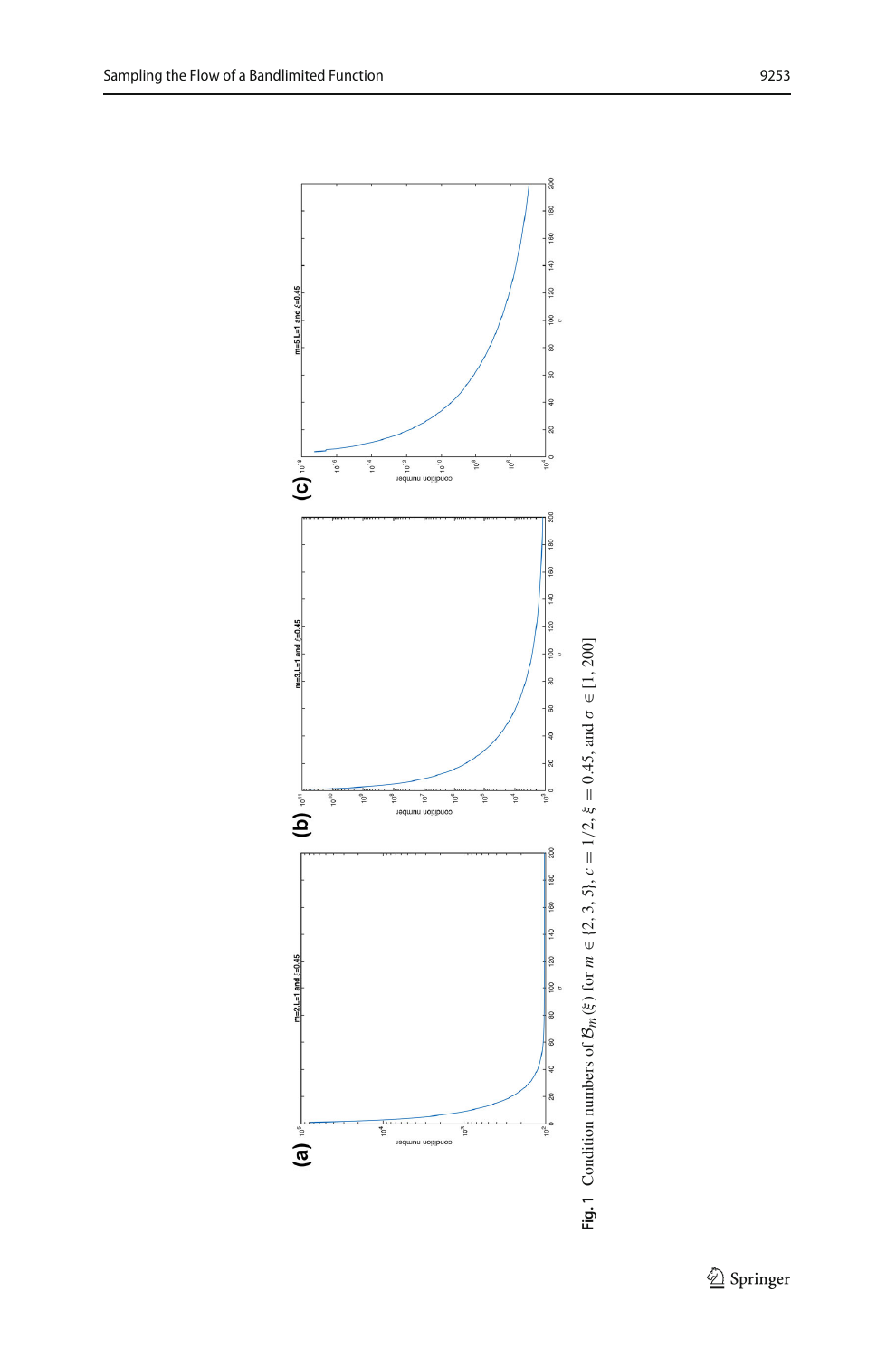**Fig. 1** Condition numbers of $\mathcal{B}_m(\xi)$ for $m \in \{2, 3, 5\}$, $c = 1/2$, $\xi = 0.45$, and $\sigma \in [1, 200]$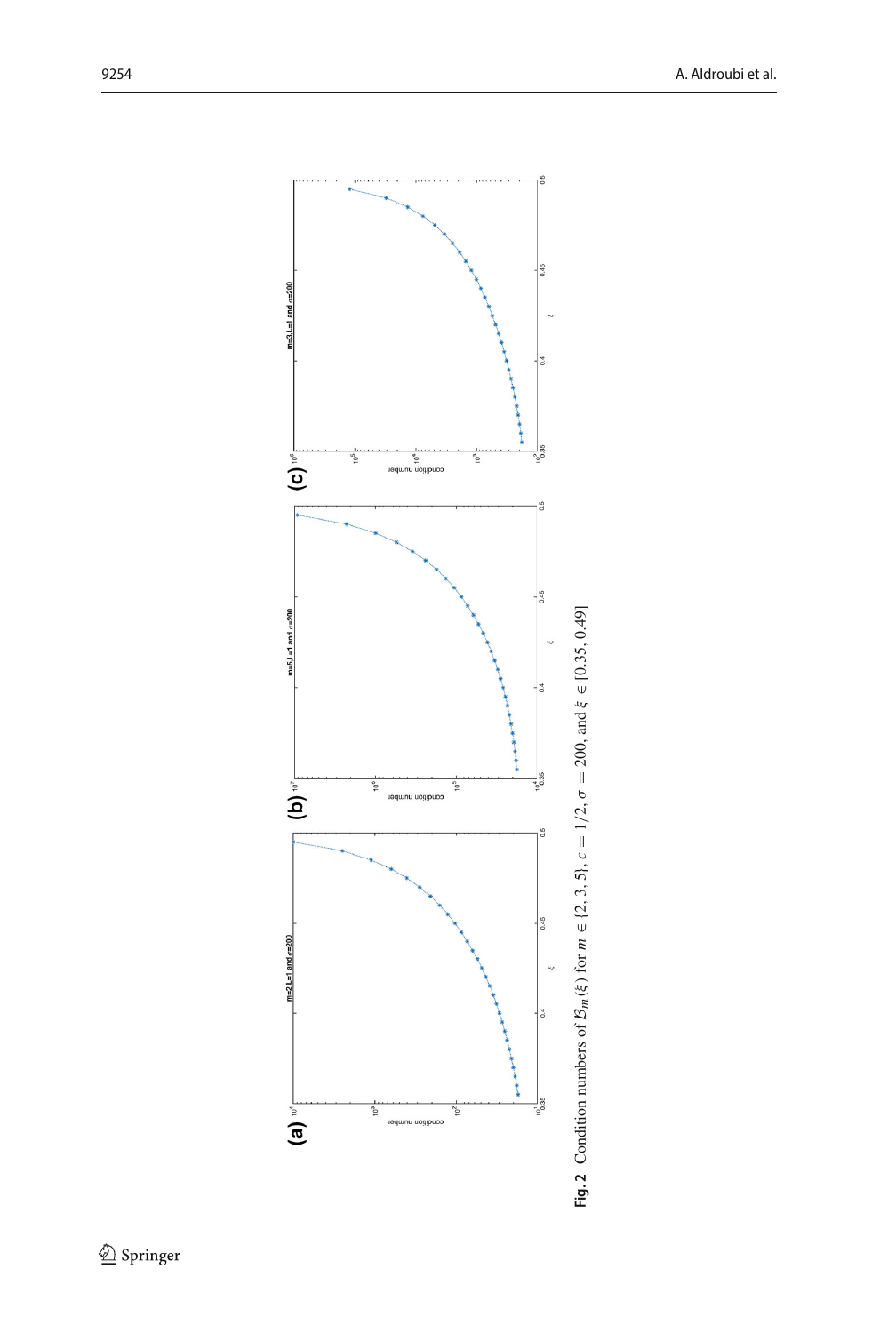**Fig. 2** Condition numbers of $\mathcal{B}_m(\xi)$ for $m \in \{2, 3, 5\}$, $c = 1/2$, $\sigma = 200$, and $\xi \in [0.35, 0.49]$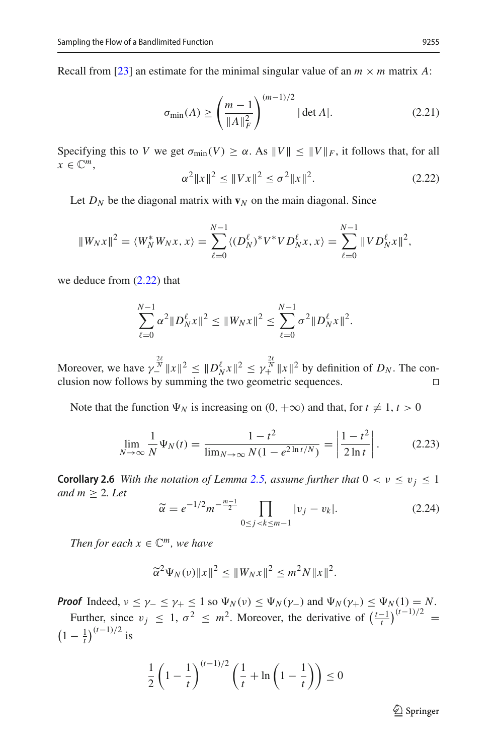Recall from [23] an estimate for the minimal singular value of an $m \times m$ matrix $A$:

$$\sigma_{\min}(A) \geq \left(\frac{m-1}{\|A\|_F^2}\right)^{(m-1)/2} |\det A|. \tag{2.21}$$

Specifying this to $V$ we get $\sigma_{\min}(V) \geq \alpha$. As $\|V\| \leq \|V\|_F$, it follows that, for all $x \in \mathbb{C}^m$,

$$\alpha^2\|x\|^2 \leq \|Vx\|^2 \leq \sigma^2\|x\|^2. \tag{2.22}$$

Let $D_N$ be the diagonal matrix with $\mathbf{v}_N$ on the main diagonal. Since

$$\|W_N x\|^2 = \langle W_N^* W_N x, x\rangle = \sum_{\ell=0}^{N-1} \langle (D_N^\ell)^* V^* V D_N^\ell x, x\rangle = \sum_{\ell=0}^{N-1} \|V D_N^\ell x\|^2,$$

we deduce from (2.22) that

$$\sum_{\ell=0}^{N-1} \alpha^2 \|D_N^\ell x\|^2 \leq \|W_N x\|^2 \leq \sum_{\ell=0}^{N-1} \sigma^2 \|D_N^\ell x\|^2.$$

Moreover, we have $\gamma_-^{\frac{2\ell}{N}}\|x\|^2 \leq \|D_N^\ell x\|^2 \leq \gamma_+^{\frac{2\ell}{N}}\|x\|^2$ by definition of $D_N$. The conclusion now follows by summing the two geometric sequences. □

Note that the function $\Psi_N$ is increasing on $(0, +\infty)$ and that, for $t \neq 1$, $t > 0$

$$\lim_{N\to\infty} \frac{1}{N}\Psi_N(t) = \frac{1-t^2}{\lim_{N\to\infty} N(1-e^{2\ln t/N})} = \left|\frac{1-t^2}{2\ln t}\right|. \tag{2.23}$$

**Corollary 2.6** *With the notation of Lemma 2.5, assume further that $0 < \nu \leq v_j \leq 1$ and $m \geq 2$. Let*

$$\widetilde{\alpha} = e^{-1/2} m^{-\frac{m-1}{2}} \prod_{0 \leq j < k \leq m-1} |v_j - v_k|. \tag{2.24}$$

*Then for each $x \in \mathbb{C}^m$, we have*

$$\widetilde{\alpha}^2 \Psi_N(\nu)\|x\|^2 \leq \|W_N x\|^2 \leq m^2 N\|x\|^2.$$

***Proof*** Indeed, $\nu \leq \gamma_- \leq \gamma_+ \leq 1$ so $\Psi_N(\nu) \leq \Psi_N(\gamma_-)$ and $\Psi_N(\gamma_+) \leq \Psi_N(1) = N$.

Further, since $v_j \leq 1$, $\sigma^2 \leq m^2$. Moreover, the derivative of $\left(\frac{t-1}{t}\right)^{(t-1)/2} = \left(1-\frac{1}{t}\right)^{(t-1)/2}$ is

$$\frac{1}{2}\left(1-\frac{1}{t}\right)^{(t-1)/2}\left(\frac{1}{t} + \ln\left(1-\frac{1}{t}\right)\right) \leq 0$$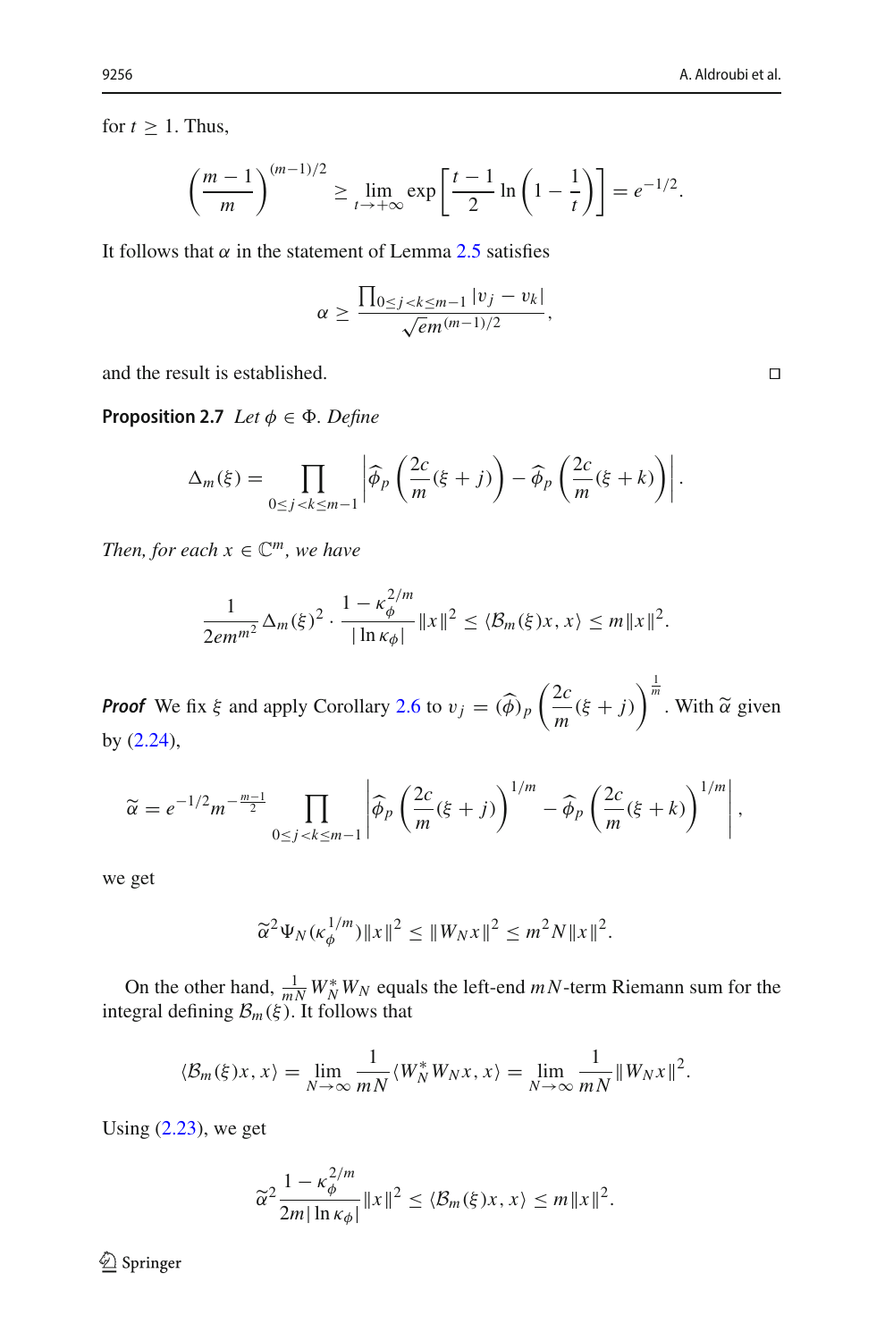for $t \geq 1$. Thus,

$$\left(\frac{m-1}{m}\right)^{(m-1)/2} \geq \lim_{t\to+\infty} \exp\left[\frac{t-1}{2}\ln\left(1-\frac{1}{t}\right)\right] = e^{-1/2}.$$

It follows that $\alpha$ in the statement of Lemma 2.5 satisfies

$$\alpha \geq \frac{\prod_{0\leq j<k\leq m-1} |v_j - v_k|}{\sqrt{e}m^{(m-1)/2}},$$

and the result is established. □

**Proposition 2.7** *Let $\phi \in \Phi$. Define*

$$\Delta_m(\xi) = \prod_{0\leq j<k\leq m-1} \left|\widehat{\phi}_p\left(\frac{2c}{m}(\xi+j)\right) - \widehat{\phi}_p\left(\frac{2c}{m}(\xi+k)\right)\right|.$$

*Then, for each $x \in \mathbb{C}^m$, we have*

$$\frac{1}{2em^{m^2}}\Delta_m(\xi)^2 \cdot \frac{1-\kappa_\phi^{2/m}}{|\ln \kappa_\phi|}\|x\|^2 \leq \langle \mathcal{B}_m(\xi)x, x\rangle \leq m\|x\|^2.$$

***Proof*** We fix $\xi$ and apply Corollary 2.6 to $v_j = (\widehat{\phi})_p\left(\frac{2c}{m}(\xi+j)\right)^{\frac{1}{m}}$. With $\widetilde{\alpha}$ given by (2.24),

$$\widetilde{\alpha} = e^{-1/2}m^{-\frac{m-1}{2}} \prod_{0\leq j<k\leq m-1} \left|\widehat{\phi}_p\left(\frac{2c}{m}(\xi+j)\right)^{1/m} - \widehat{\phi}_p\left(\frac{2c}{m}(\xi+k)\right)^{1/m}\right|,$$

we get

$$\widetilde{\alpha}^2 \Psi_N(\kappa_\phi^{1/m})\|x\|^2 \leq \|W_N x\|^2 \leq m^2 N\|x\|^2.$$

On the other hand, $\frac{1}{mN}W_N^* W_N$ equals the left-end $mN$-term Riemann sum for the integral defining $\mathcal{B}_m(\xi)$. It follows that

$$\langle \mathcal{B}_m(\xi)x, x\rangle = \lim_{N\to\infty} \frac{1}{mN}\langle W_N^* W_N x, x\rangle = \lim_{N\to\infty} \frac{1}{mN}\|W_N x\|^2.$$

Using (2.23), we get

$$\widetilde{\alpha}^2 \frac{1-\kappa_\phi^{2/m}}{2m|\ln \kappa_\phi|}\|x\|^2 \leq \langle \mathcal{B}_m(\xi)x, x\rangle \leq m\|x\|^2.$$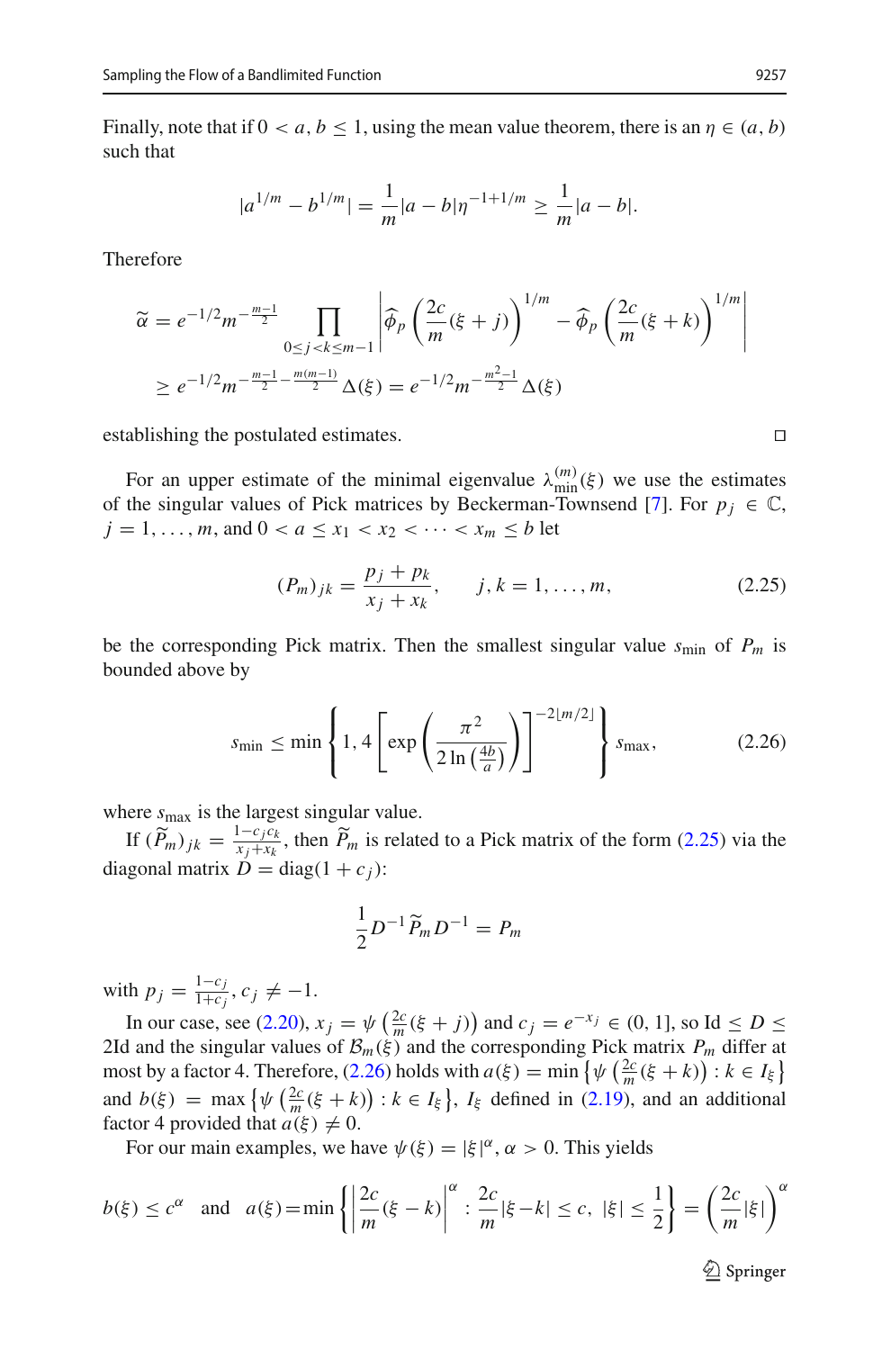Finally, note that if $0 < a, b \leq 1$, using the mean value theorem, there is an $\eta \in (a, b)$ such that

$$
|a^{1/m} - b^{1/m}| = \frac{1}{m}|a - b|\eta^{-1+1/m} \geq \frac{1}{m}|a - b|.
$$

Therefore

$$
\begin{aligned}
\widetilde{\alpha} &= e^{-1/2} m^{-\frac{m-1}{2}} \prod_{0 \leq j < k \leq m-1} \left| \widehat{\phi}_p \left( \frac{2c}{m}(\xi + j) \right)^{1/m} - \widehat{\phi}_p \left( \frac{2c}{m}(\xi + k) \right)^{1/m} \right| \\
&\geq e^{-1/2} m^{-\frac{m-1}{2} - \frac{m(m-1)}{2}} \Delta(\xi) = e^{-1/2} m^{-\frac{m^2-1}{2}} \Delta(\xi)
\end{aligned}
$$

establishing the postulated estimates. □

For an upper estimate of the minimal eigenvalue $\lambda_{\min}^{(m)}(\xi)$ we use the estimates of the singular values of Pick matrices by Beckerman-Townsend [7]. For $p_j \in \mathbb{C}$, $j = 1, \ldots, m$, and $0 < a \leq x_1 < x_2 < \cdots < x_m \leq b$ let

$$
(P_m)_{jk} = \frac{p_j + p_k}{x_j + x_k}, \qquad j, k = 1, \ldots, m, \tag{2.25}
$$

be the corresponding Pick matrix. Then the smallest singular value $s_{\min}$ of $P_m$ is bounded above by

$$
s_{\min} \leq \min \left\{ 1, 4 \left[ \exp \left( \frac{\pi^2}{2 \ln \left( \frac{4b}{a} \right)} \right) \right]^{-2\lfloor m/2 \rfloor} \right\} s_{\max}, \tag{2.26}
$$

where $s_{\max}$ is the largest singular value.

If $(\widetilde{P}_m)_{jk} = \frac{1 - c_j c_k}{x_j + x_k}$, then $\widetilde{P}_m$ is related to a Pick matrix of the form (2.25) via the diagonal matrix $D = \operatorname{diag}(1 + c_j)$:

$$
\frac{1}{2} D^{-1} \widetilde{P}_m D^{-1} = P_m
$$

with $p_j = \frac{1 - c_j}{1 + c_j}$, $c_j \neq -1$.

In our case, see (2.20), $x_j = \psi\left(\frac{2c}{m}(\xi + j)\right)$ and $c_j = e^{-x_j} \in (0, 1]$, so $\mathrm{Id} \leq D \leq 2\mathrm{Id}$ and the singular values of $\mathcal{B}_m(\xi)$ and the corresponding Pick matrix $P_m$ differ at most by a factor 4. Therefore, (2.26) holds with $a(\xi) = \min\left\{\psi\left(\frac{2c}{m}(\xi + k)\right) : k \in I_\xi\right\}$ and $b(\xi) = \max\left\{\psi\left(\frac{2c}{m}(\xi + k)\right) : k \in I_\xi\right\}$, $I_\xi$ defined in (2.19), and an additional factor 4 provided that $a(\xi) \neq 0$.

For our main examples, we have $\psi(\xi) = |\xi|^\alpha$, $\alpha > 0$. This yields

$$
b(\xi) \leq c^\alpha \quad \text{and} \quad a(\xi) = \min\left\{ \left| \frac{2c}{m}(\xi - k) \right|^\alpha : \frac{2c}{m}|\xi - k| \leq c, \ |\xi| \leq \frac{1}{2} \right\} = \left( \frac{2c}{m}|\xi| \right)^\alpha
$$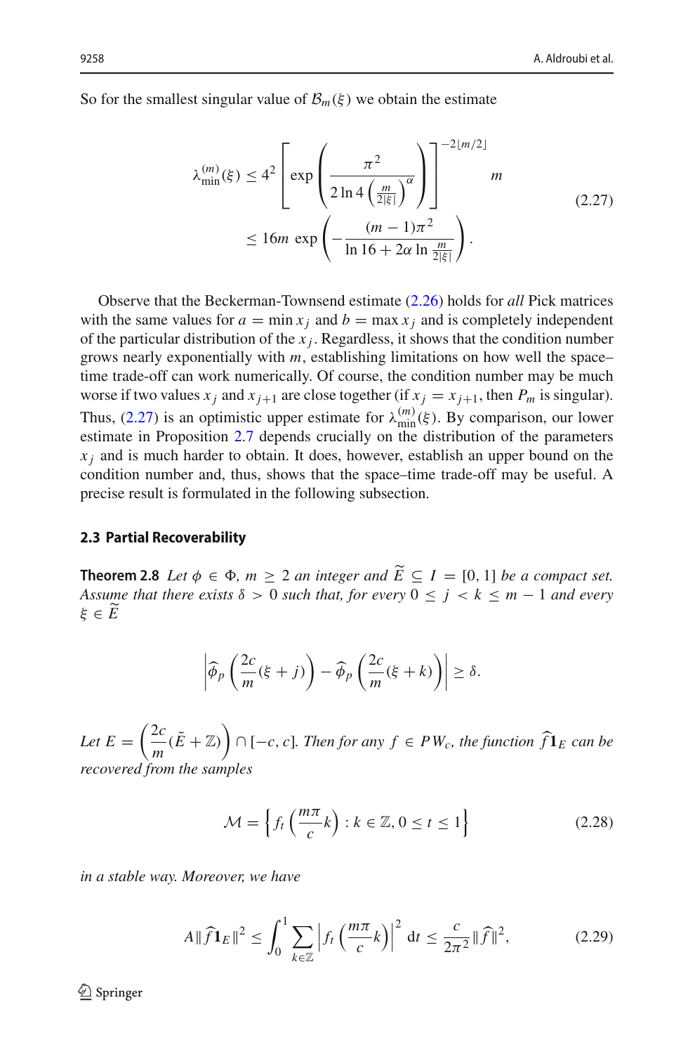So for the smallest singular value of $\mathcal{B}_m(\xi)$ we obtain the estimate

$$
\begin{aligned}
\lambda_{\min}^{(m)}(\xi) &\leq 4^2 \left[ \exp\left( \frac{\pi^2}{2\ln 4 \left(\frac{m}{2|\xi|}\right)^{\alpha}} \right) \right]^{-2\lfloor m/2 \rfloor} m \\
&\leq 16m \, \exp\left( -\frac{(m-1)\pi^2}{\ln 16 + 2\alpha \ln \frac{m}{2|\xi|}} \right).
\end{aligned}
\tag{2.27}
$$

Observe that the Beckerman-Townsend estimate (2.26) holds for *all* Pick matrices with the same values for $a = \min x_j$ and $b = \max x_j$ and is completely independent of the particular distribution of the $x_j$. Regardless, it shows that the condition number grows nearly exponentially with $m$, establishing limitations on how well the space–time trade-off can work numerically. Of course, the condition number may be much worse if two values $x_j$ and $x_{j+1}$ are close together (if $x_j = x_{j+1}$, then $P_m$ is singular). Thus, (2.27) is an optimistic upper estimate for $\lambda_{\min}^{(m)}(\xi)$. By comparison, our lower estimate in Proposition 2.7 depends crucially on the distribution of the parameters $x_j$ and is much harder to obtain. It does, however, establish an upper bound on the condition number and, thus, shows that the space–time trade-off may be useful. A precise result is formulated in the following subsection.

### 2.3 Partial Recoverability

**Theorem 2.8** *Let $\phi \in \Phi$, $m \geq 2$ an integer and $\widetilde{E} \subseteq I = [0,1]$ be a compact set. Assume that there exists $\delta > 0$ such that, for every $0 \leq j < k \leq m-1$ and every $\xi \in \widetilde{E}$*

$$
\left| \widehat{\phi}_p \left( \frac{2c}{m}(\xi + j) \right) - \widehat{\phi}_p \left( \frac{2c}{m}(\xi + k) \right) \right| \geq \delta.
$$

*Let $E = \left( \frac{2c}{m}(\tilde{E} + \mathbb{Z}) \right) \cap [-c, c]$. Then for any $f \in PW_c$, the function $\widehat{f}\mathbf{1}_E$ can be recovered from the samples*

$$
\mathcal{M} = \left\{ f_t \left( \frac{m\pi}{c} k \right) : k \in \mathbb{Z}, 0 \leq t \leq 1 \right\}
\tag{2.28}
$$

*in a stable way. Moreover, we have*

$$
A \| \widehat{f}\mathbf{1}_E \|^2 \leq \int_0^1 \sum_{k \in \mathbb{Z}} \left| f_t \left( \frac{m\pi}{c} k \right) \right|^2 \, dt \leq \frac{c}{2\pi^2} \| \widehat{f} \|^2,
\tag{2.29}
$$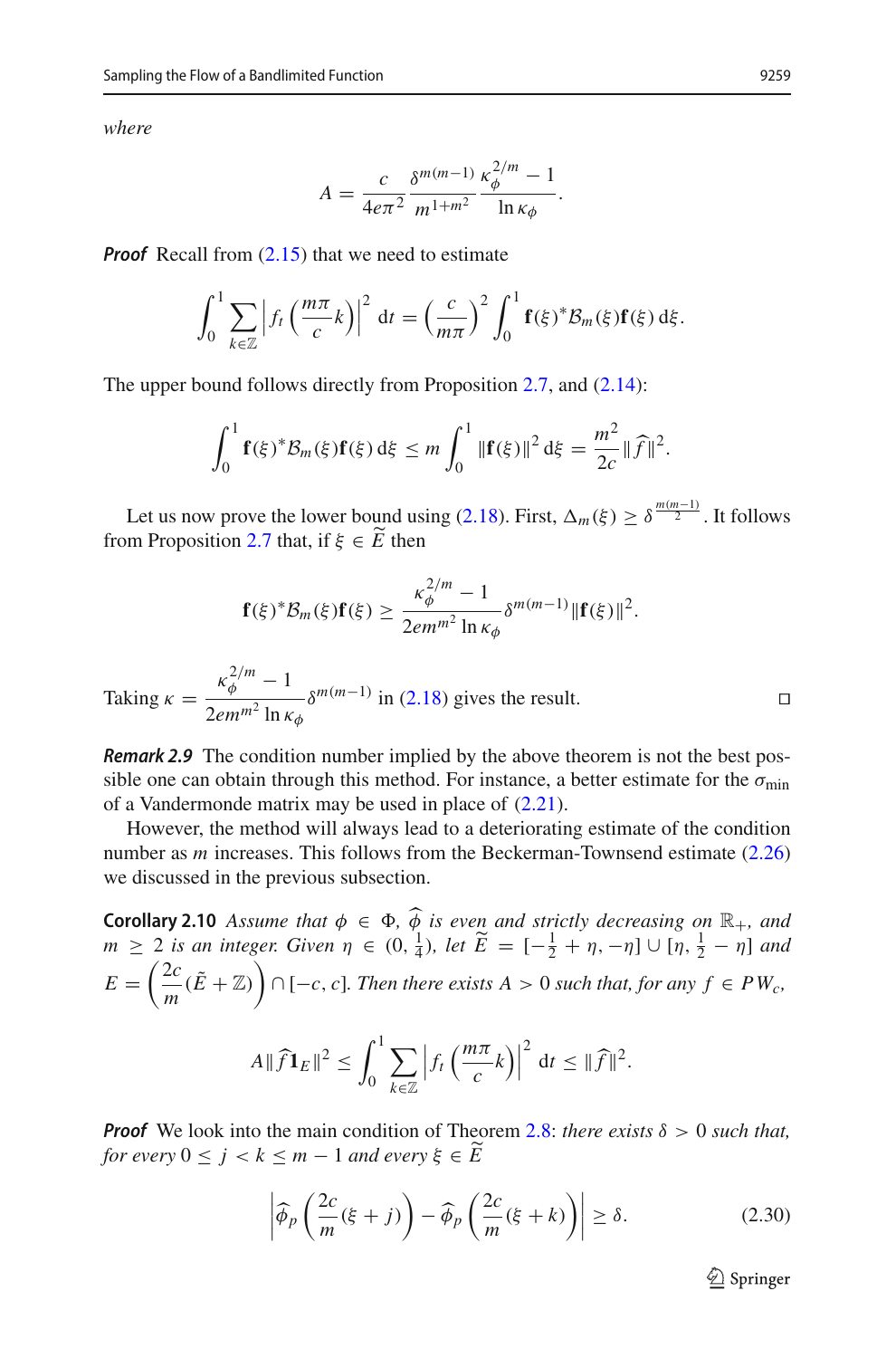*where*

$$A = \frac{c}{4e\pi^2} \frac{\delta^{m(m-1)}}{m^{1+m^2}} \frac{\kappa_\phi^{2/m} - 1}{\ln \kappa_\phi}.$$

***Proof*** Recall from (2.15) that we need to estimate

$$\int_0^1 \sum_{k\in\mathbb{Z}} \left| f_t\left(\frac{m\pi}{c}k\right)\right|^2 \mathrm{d}t = \left(\frac{c}{m\pi}\right)^2 \int_0^1 \mathbf{f}(\xi)^* \mathcal{B}_m(\xi)\mathbf{f}(\xi)\,\mathrm{d}\xi.$$

The upper bound follows directly from Proposition 2.7, and (2.14):

$$\int_0^1 \mathbf{f}(\xi)^* \mathcal{B}_m(\xi)\mathbf{f}(\xi)\,\mathrm{d}\xi \le m \int_0^1 \|\mathbf{f}(\xi)\|^2\,\mathrm{d}\xi = \frac{m^2}{2c}\|\widehat{f}\|^2.$$

Let us now prove the lower bound using (2.18). First, $\Delta_m(\xi) \ge \delta^{\frac{m(m-1)}{2}}$. It follows from Proposition 2.7 that, if $\xi \in \widetilde{E}$ then

$$\mathbf{f}(\xi)^* \mathcal{B}_m(\xi)\mathbf{f}(\xi) \ge \frac{\kappa_\phi^{2/m} - 1}{2em^{m^2}\ln\kappa_\phi}\delta^{m(m-1)}\|\mathbf{f}(\xi)\|^2.$$

Taking $\kappa = \dfrac{\kappa_\phi^{2/m} - 1}{2em^{m^2}\ln\kappa_\phi}\delta^{m(m-1)}$ in (2.18) gives the result. □

***Remark 2.9*** The condition number implied by the above theorem is not the best possible one can obtain through this method. For instance, a better estimate for the $\sigma_{\min}$ of a Vandermonde matrix may be used in place of (2.21).

However, the method will always lead to a deteriorating estimate of the condition number as $m$ increases. This follows from the Beckerman-Townsend estimate (2.26) we discussed in the previous subsection.

**Corollary 2.10** *Assume that $\phi \in \Phi$, $\widehat{\phi}$ is even and strictly decreasing on $\mathbb{R}_+$, and $m \ge 2$ is an integer. Given $\eta \in (0, \frac{1}{4})$, let $\widetilde{E} = [-\frac{1}{2} + \eta, -\eta] \cup [\eta, \frac{1}{2} - \eta]$ and $E = \left(\dfrac{2c}{m}(\tilde{E} + \mathbb{Z})\right) \cap [-c, c]$. Then there exists $A > 0$ such that, for any $f \in PW_c$,*

$$A\|\widehat{f}\mathbf{1}_E\|^2 \le \int_0^1 \sum_{k\in\mathbb{Z}} \left| f_t\left(\frac{m\pi}{c}k\right)\right|^2 \mathrm{d}t \le \|\widehat{f}\|^2.$$

***Proof*** We look into the main condition of Theorem 2.8: *there exists $\delta > 0$ such that, for every $0 \le j < k \le m-1$ and every $\xi \in \widetilde{E}$*

$$\left|\widehat{\phi}_p\left(\frac{2c}{m}(\xi + j)\right) - \widehat{\phi}_p\left(\frac{2c}{m}(\xi + k)\right)\right| \ge \delta. \tag{2.30}$$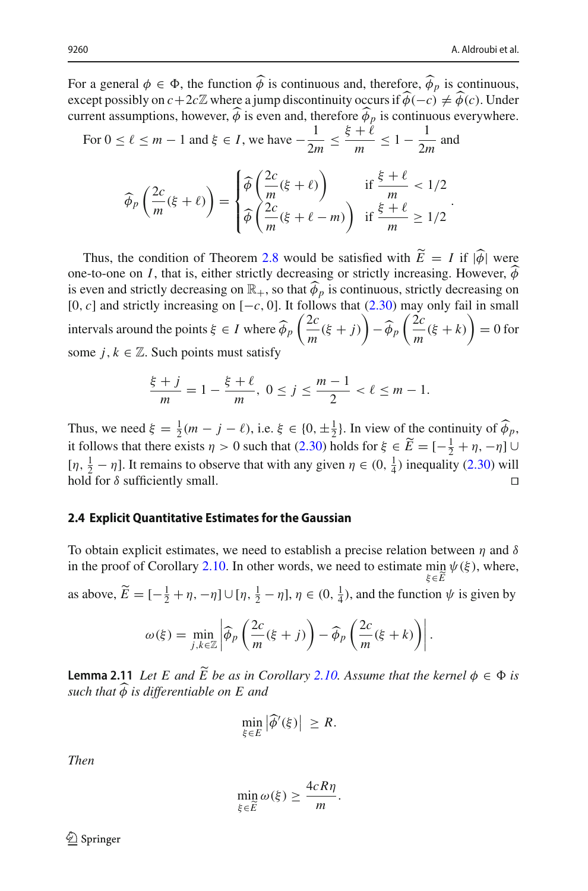For a general $\phi \in \Phi$, the function $\widehat{\phi}$ is continuous and, therefore, $\widehat{\phi}_p$ is continuous, except possibly on $c + 2c\mathbb{Z}$ where a jump discontinuity occurs if $\widehat{\phi}(-c) \neq \widehat{\phi}(c)$. Under current assumptions, however, $\widehat{\phi}$ is even and, therefore $\widehat{\phi}_p$ is continuous everywhere.

For $0 \leq \ell \leq m-1$ and $\xi \in I$, we have $-\dfrac{1}{2m} \leq \dfrac{\xi+\ell}{m} \leq 1 - \dfrac{1}{2m}$ and

$$\widehat{\phi}_p\left(\frac{2c}{m}(\xi+\ell)\right) = \begin{cases} \widehat{\phi}\left(\dfrac{2c}{m}(\xi+\ell)\right) & \text{if } \dfrac{\xi+\ell}{m} < 1/2 \\ \widehat{\phi}\left(\dfrac{2c}{m}(\xi+\ell-m)\right) & \text{if } \dfrac{\xi+\ell}{m} \geq 1/2 \end{cases}.$$

Thus, the condition of Theorem 2.8 would be satisfied with $\widetilde{E} = I$ if $|\widehat{\phi}|$ were one-to-one on $I$, that is, either strictly decreasing or strictly increasing. However, $\widehat{\phi}$ is even and strictly decreasing on $\mathbb{R}_+$, so that $\widehat{\phi}_p$ is continuous, strictly decreasing on $[0, c]$ and strictly increasing on $[-c, 0]$. It follows that (2.30) may only fail in small intervals around the points $\xi \in I$ where $\widehat{\phi}_p\left(\dfrac{2c}{m}(\xi+j)\right) - \widehat{\phi}_p\left(\dfrac{2c}{m}(\xi+k)\right) = 0$ for some $j, k \in \mathbb{Z}$. Such points must satisfy

$$\frac{\xi+j}{m} = 1 - \frac{\xi+\ell}{m},\ 0 \leq j \leq \frac{m-1}{2} < \ell \leq m-1.$$

Thus, we need $\xi = \frac{1}{2}(m-j-\ell)$, i.e. $\xi \in \{0, \pm\frac{1}{2}\}$. In view of the continuity of $\widehat{\phi}_p$, it follows that there exists $\eta > 0$ such that (2.30) holds for $\xi \in \widetilde{E} = [-\frac{1}{2}+\eta, -\eta] \cup [\eta, \frac{1}{2}-\eta]$. It remains to observe that with any given $\eta \in (0, \frac{1}{4})$ inequality (2.30) will hold for $\delta$ sufficiently small. $\square$

### 2.4 Explicit Quantitative Estimates for the Gaussian

To obtain explicit estimates, we need to establish a precise relation between $\eta$ and $\delta$ in the proof of Corollary 2.10. In other words, we need to estimate $\min\limits_{\xi \in \widetilde{E}} \psi(\xi)$, where, as above, $\widetilde{E} = [-\frac{1}{2}+\eta, -\eta] \cup [\eta, \frac{1}{2}-\eta]$, $\eta \in (0, \frac{1}{4})$, and the function $\psi$ is given by

$$\omega(\xi) = \min_{j,k \in \mathbb{Z}} \left| \widehat{\phi}_p\left(\frac{2c}{m}(\xi+j)\right) - \widehat{\phi}_p\left(\frac{2c}{m}(\xi+k)\right) \right|.$$

**Lemma 2.11** *Let $E$ and $\widetilde{E}$ be as in Corollary 2.10. Assume that the kernel $\phi \in \Phi$ is such that $\widehat{\phi}$ is differentiable on $E$ and*

$$\min_{\xi \in E} \left|\widehat{\phi}'(\xi)\right| \geq R.$$

*Then*

$$\min_{\xi \in \widetilde{E}} \omega(\xi) \geq \frac{4cR\eta}{m}.$$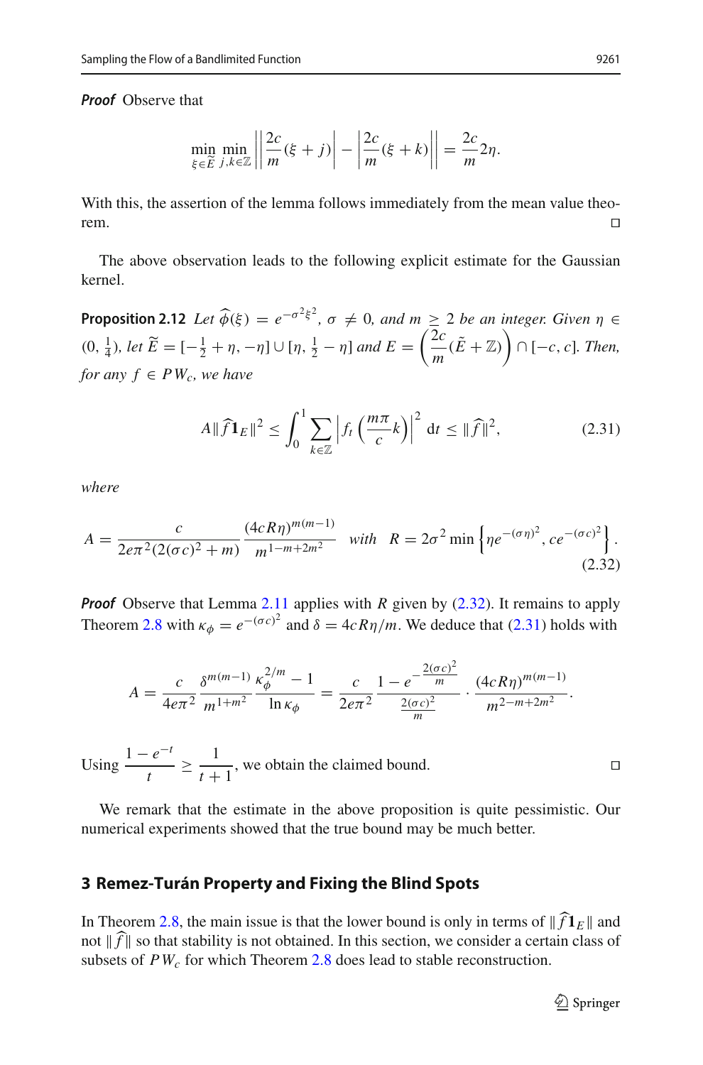***Proof*** Observe that

$$\min_{\xi \in \widetilde{E}} \min_{j,k \in \mathbb{Z}} \left| \left| \frac{2c}{m}(\xi + j) \right| - \left| \frac{2c}{m}(\xi + k) \right| \right| = \frac{2c}{m} 2\eta.$$

With this, the assertion of the lemma follows immediately from the mean value theorem. $\square$

The above observation leads to the following explicit estimate for the Gaussian kernel.

**Proposition 2.12** *Let $\widehat{\phi}(\xi) = e^{-\sigma^2 \xi^2}$, $\sigma \neq 0$, and $m \geq 2$ be an integer. Given $\eta \in (0, \frac{1}{4})$, let $\widetilde{E} = [-\frac{1}{2} + \eta, -\eta] \cup [\eta, \frac{1}{2} - \eta]$ and $E = \left( \frac{2c}{m}(\tilde{E} + \mathbb{Z}) \right) \cap [-c, c]$. Then, for any $f \in PW_c$, we have*

$$A \| \widehat{f} \mathbf{1}_E \|^2 \leq \int_0^1 \sum_{k \in \mathbb{Z}} \left| f_t \left( \frac{m\pi}{c} k \right) \right|^2 \, \mathrm{d}t \leq \| \widehat{f} \|^2, \tag{2.31}$$

*where*

$$A = \frac{c}{2e\pi^2 (2(\sigma c)^2 + m)} \frac{(4cR\eta)^{m(m-1)}}{m^{1-m+2m^2}} \quad \text{with} \quad R = 2\sigma^2 \min \left\{ \eta e^{-(\sigma \eta)^2}, c e^{-(\sigma c)^2} \right\}. \tag{2.32}$$

***Proof*** Observe that Lemma 2.11 applies with $R$ given by (2.32). It remains to apply Theorem 2.8 with $\kappa_\phi = e^{-(\sigma c)^2}$ and $\delta = 4cR\eta/m$. We deduce that (2.31) holds with

$$A = \frac{c}{4e\pi^2} \frac{\delta^{m(m-1)}}{m^{1+m^2}} \frac{\kappa_\phi^{2/m} - 1}{\ln \kappa_\phi} = \frac{c}{2e\pi^2} \frac{1 - e^{-\frac{2(\sigma c)^2}{m}}}{\frac{2(\sigma c)^2}{m}} \cdot \frac{(4cR\eta)^{m(m-1)}}{m^{2-m+2m^2}}.$$

Using $\dfrac{1 - e^{-t}}{t} \geq \dfrac{1}{t+1}$, we obtain the claimed bound. $\square$

We remark that the estimate in the above proposition is quite pessimistic. Our numerical experiments showed that the true bound may be much better.

## 3 Remez-Turán Property and Fixing the Blind Spots

In Theorem 2.8, the main issue is that the lower bound is only in terms of $\| \widehat{f} \mathbf{1}_E \|$ and not $\| \widehat{f} \|$ so that stability is not obtained. In this section, we consider a certain class of subsets of $PW_c$ for which Theorem 2.8 does lead to stable reconstruction.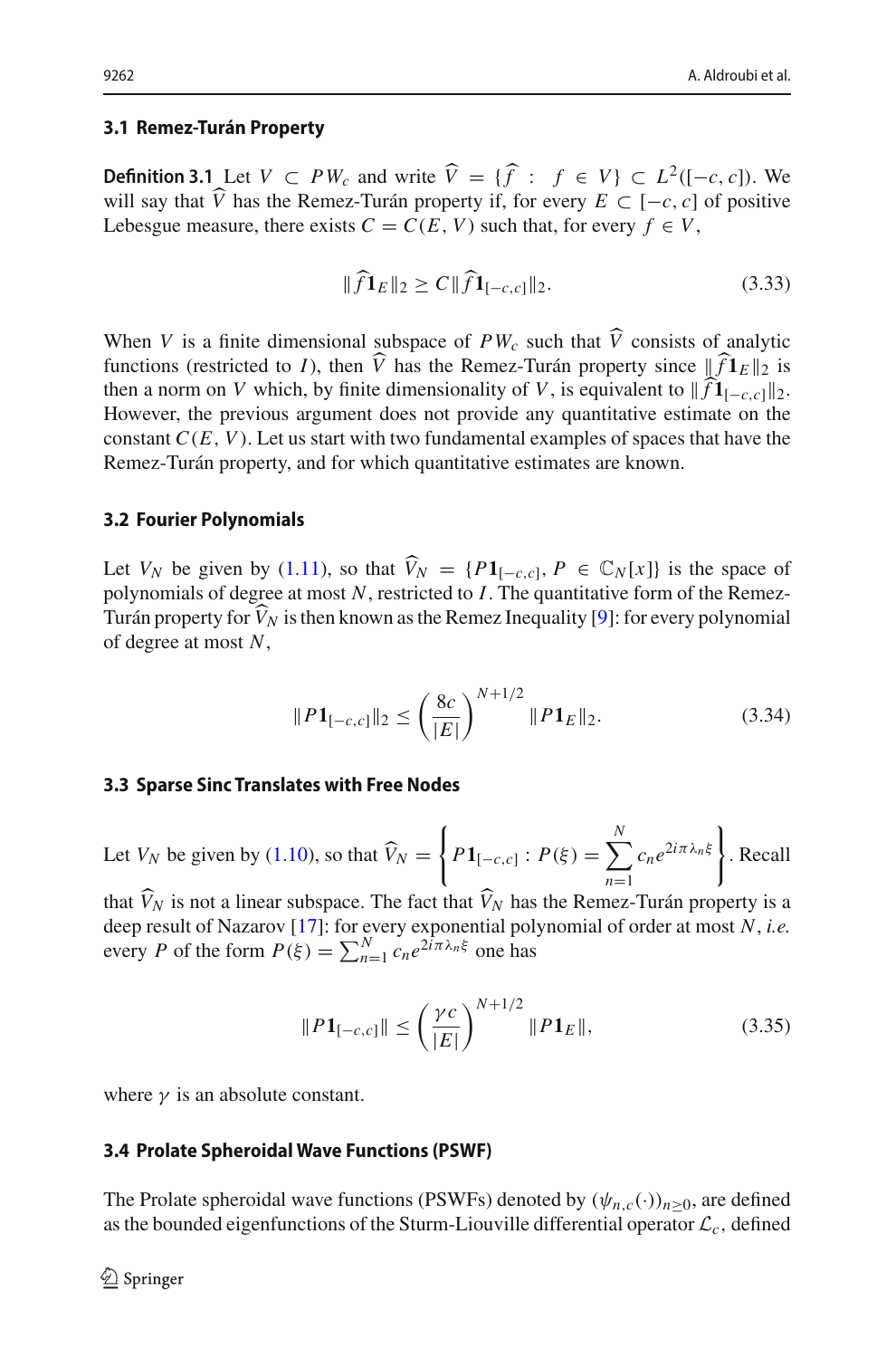### 3.1 Remez-Turán Property

**Definition 3.1** Let $V \subset PW_c$ and write $\widehat{V} = \{\widehat{f} : f \in V\} \subset L^2([-c,c])$. We will say that $\widehat{V}$ has the Remez-Turán property if, for every $E \subset [-c,c]$ of positive Lebesgue measure, there exists $C = C(E,V)$ such that, for every $f \in V$,

$$\|\widehat{f}\mathbf{1}_E\|_2 \geq C\|\widehat{f}\mathbf{1}_{[-c,c]}\|_2. \tag{3.33}$$

When $V$ is a finite dimensional subspace of $PW_c$ such that $\widehat{V}$ consists of analytic functions (restricted to $I$), then $\widehat{V}$ has the Remez-Turán property since $\|\widehat{f}\mathbf{1}_E\|_2$ is then a norm on $V$ which, by finite dimensionality of $V$, is equivalent to $\|\widehat{f}\mathbf{1}_{[-c,c]}\|_2$. However, the previous argument does not provide any quantitative estimate on the constant $C(E,V)$. Let us start with two fundamental examples of spaces that have the Remez-Turán property, and for which quantitative estimates are known.

### 3.2 Fourier Polynomials

Let $V_N$ be given by (1.11), so that $\widehat{V}_N = \{P\mathbf{1}_{[-c,c]}, P \in \mathbb{C}_N[x]\}$ is the space of polynomials of degree at most $N$, restricted to $I$. The quantitative form of the Remez-Turán property for $\widehat{V}_N$ is then known as the Remez Inequality [9]: for every polynomial of degree at most $N$,

$$\|P\mathbf{1}_{[-c,c]}\|_2 \leq \left(\frac{8c}{|E|}\right)^{N+1/2} \|P\mathbf{1}_E\|_2. \tag{3.34}$$

### 3.3 Sparse Sinc Translates with Free Nodes

Let $V_N$ be given by (1.10), so that $\widehat{V}_N = \left\{P\mathbf{1}_{[-c,c]} : P(\xi) = \sum_{n=1}^{N} c_n e^{2i\pi\lambda_n\xi}\right\}$. Recall that $\widehat{V}_N$ is not a linear subspace. The fact that $\widehat{V}_N$ has the Remez-Turán property is a deep result of Nazarov [17]: for every exponential polynomial of order at most $N$, *i.e.* every $P$ of the form $P(\xi) = \sum_{n=1}^{N} c_n e^{2i\pi\lambda_n\xi}$ one has

$$\|P\mathbf{1}_{[-c,c]}\| \leq \left(\frac{\gamma c}{|E|}\right)^{N+1/2} \|P\mathbf{1}_E\|, \tag{3.35}$$

where $\gamma$ is an absolute constant.

### 3.4 Prolate Spheroidal Wave Functions (PSWF)

The Prolate spheroidal wave functions (PSWFs) denoted by $(\psi_{n,c}(\cdot))_{n\geq 0}$, are defined as the bounded eigenfunctions of the Sturm-Liouville differential operator $\mathcal{L}_c$, defined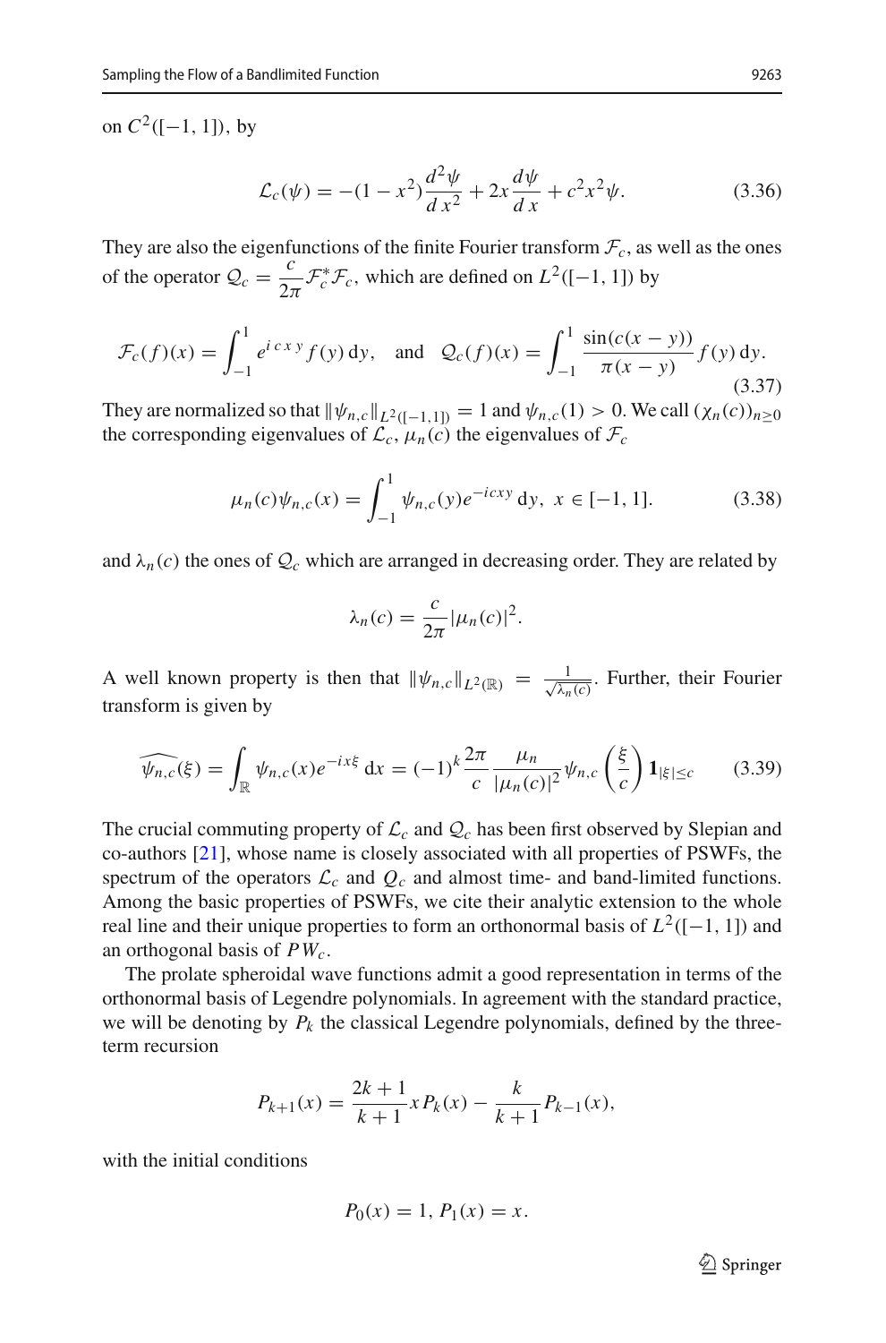on $C^2([-1,1])$, by

$$\mathcal{L}_c(\psi) = -(1-x^2)\frac{d^2\psi}{dx^2} + 2x\frac{d\psi}{dx} + c^2x^2\psi. \tag{3.36}$$

They are also the eigenfunctions of the finite Fourier transform $\mathcal{F}_c$, as well as the ones of the operator $\mathcal{Q}_c = \frac{c}{2\pi}\mathcal{F}_c^*\mathcal{F}_c$, which are defined on $L^2([-1,1])$ by

$$\mathcal{F}_c(f)(x) = \int_{-1}^{1} e^{i\,c\,x\,y} f(y)\,\mathrm{d}y, \quad \text{and} \quad \mathcal{Q}_c(f)(x) = \int_{-1}^{1} \frac{\sin(c(x-y))}{\pi(x-y)} f(y)\,\mathrm{d}y. \tag{3.37}$$

They are normalized so that $\|\psi_{n,c}\|_{L^2([-1,1])} = 1$ and $\psi_{n,c}(1) > 0$. We call $(\chi_n(c))_{n\geq 0}$ the corresponding eigenvalues of $\mathcal{L}_c$, $\mu_n(c)$ the eigenvalues of $\mathcal{F}_c$

$$\mu_n(c)\psi_{n,c}(x) = \int_{-1}^{1} \psi_{n,c}(y)e^{-icxy}\,\mathrm{d}y,\ x \in [-1,1]. \tag{3.38}$$

and $\lambda_n(c)$ the ones of $\mathcal{Q}_c$ which are arranged in decreasing order. They are related by

$$\lambda_n(c) = \frac{c}{2\pi}|\mu_n(c)|^2.$$

A well known property is then that $\|\psi_{n,c}\|_{L^2(\mathbb{R})} = \frac{1}{\sqrt{\lambda_n(c)}}$. Further, their Fourier transform is given by

$$\widehat{\psi_{n,c}}(\xi) = \int_{\mathbb{R}} \psi_{n,c}(x)e^{-ix\xi}\,\mathrm{d}x = (-1)^k\frac{2\pi}{c}\frac{\mu_n}{|\mu_n(c)|^2}\psi_{n,c}\left(\frac{\xi}{c}\right)\mathbf{1}_{|\xi|\leq c} \tag{3.39}$$

The crucial commuting property of $\mathcal{L}_c$ and $\mathcal{Q}_c$ has been first observed by Slepian and co-authors [21], whose name is closely associated with all properties of PSWFs, the spectrum of the operators $\mathcal{L}_c$ and $Q_c$ and almost time- and band-limited functions. Among the basic properties of PSWFs, we cite their analytic extension to the whole real line and their unique properties to form an orthonormal basis of $L^2([-1,1])$ and an orthogonal basis of $PW_c$.

The prolate spheroidal wave functions admit a good representation in terms of the orthonormal basis of Legendre polynomials. In agreement with the standard practice, we will be denoting by $P_k$ the classical Legendre polynomials, defined by the three-term recursion

$$P_{k+1}(x) = \frac{2k+1}{k+1}xP_k(x) - \frac{k}{k+1}P_{k-1}(x),$$

with the initial conditions

$$P_0(x) = 1,\ P_1(x) = x.$$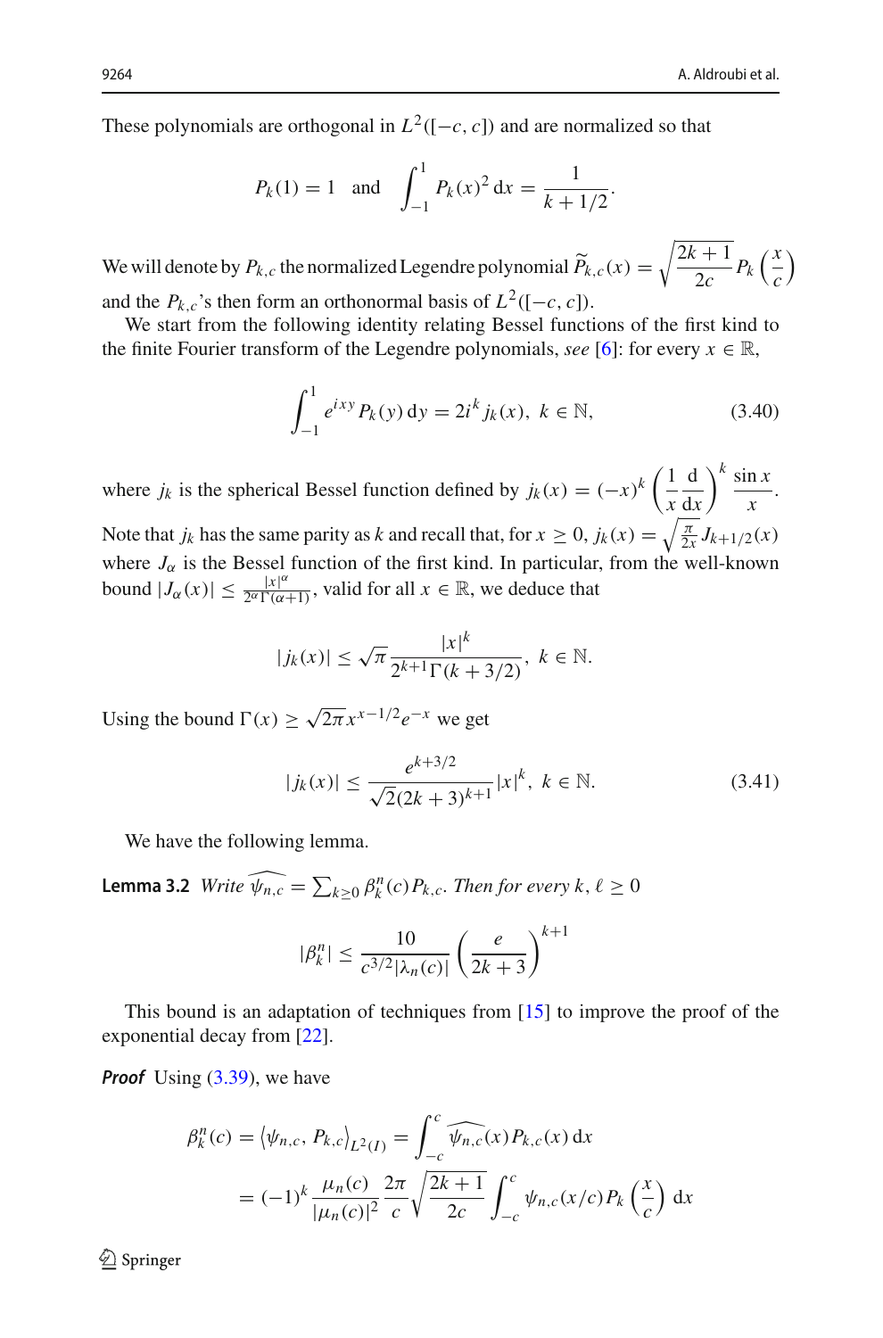These polynomials are orthogonal in $L^2([-c,c])$ and are normalized so that

$$P_k(1) = 1 \quad \text{and} \quad \int_{-1}^{1} P_k(x)^2 \, \mathrm{d}x = \frac{1}{k+1/2}.$$

We will denote by $P_{k,c}$ the normalized Legendre polynomial $\widetilde{P}_{k,c}(x) = \sqrt{\dfrac{2k+1}{2c}} P_k\left(\dfrac{x}{c}\right)$ and the $P_{k,c}$'s then form an orthonormal basis of $L^2([-c,c])$.

We start from the following identity relating Bessel functions of the first kind to the finite Fourier transform of the Legendre polynomials, *see* [6]: for every $x \in \mathbb{R}$,

$$\int_{-1}^{1} e^{ixy} P_k(y) \, \mathrm{d}y = 2i^k j_k(x), \ k \in \mathbb{N}, \tag{3.40}$$

where $j_k$ is the spherical Bessel function defined by $j_k(x) = (-x)^k \left(\dfrac{1}{x}\dfrac{\mathrm{d}}{\mathrm{d}x}\right)^k \dfrac{\sin x}{x}$. Note that $j_k$ has the same parity as $k$ and recall that, for $x \geq 0$, $j_k(x) = \sqrt{\frac{\pi}{2x}} J_{k+1/2}(x)$ where $J_\alpha$ is the Bessel function of the first kind. In particular, from the well-known bound $|J_\alpha(x)| \leq \frac{|x|^\alpha}{2^\alpha \Gamma(\alpha+1)}$, valid for all $x \in \mathbb{R}$, we deduce that

$$|j_k(x)| \leq \sqrt{\pi} \frac{|x|^k}{2^{k+1}\Gamma(k+3/2)}, \ k \in \mathbb{N}.$$

Using the bound $\Gamma(x) \geq \sqrt{2\pi} x^{x-1/2} e^{-x}$ we get

$$|j_k(x)| \leq \frac{e^{k+3/2}}{\sqrt{2}(2k+3)^{k+1}} |x|^k, \ k \in \mathbb{N}. \tag{3.41}$$

We have the following lemma.

**Lemma 3.2** *Write $\widehat{\psi_{n,c}} = \sum_{k \geq 0} \beta_k^n(c) P_{k,c}$. Then for every $k, \ell \geq 0$*

$$|\beta_k^n| \leq \frac{10}{c^{3/2}|\lambda_n(c)|} \left(\frac{e}{2k+3}\right)^{k+1}$$

This bound is an adaptation of techniques from [15] to improve the proof of the exponential decay from [22].

***Proof*** Using (3.39), we have

$$\begin{aligned}
\beta_k^n(c) = \langle \psi_{n,c}, P_{k,c} \rangle_{L^2(I)} &= \int_{-c}^{c} \widehat{\psi_{n,c}}(x) P_{k,c}(x) \, \mathrm{d}x \\
&= (-1)^k \frac{\mu_n(c)}{|\mu_n(c)|^2} \frac{2\pi}{c} \sqrt{\frac{2k+1}{2c}} \int_{-c}^{c} \psi_{n,c}(x/c) P_k\left(\frac{x}{c}\right) \, \mathrm{d}x
\end{aligned}$$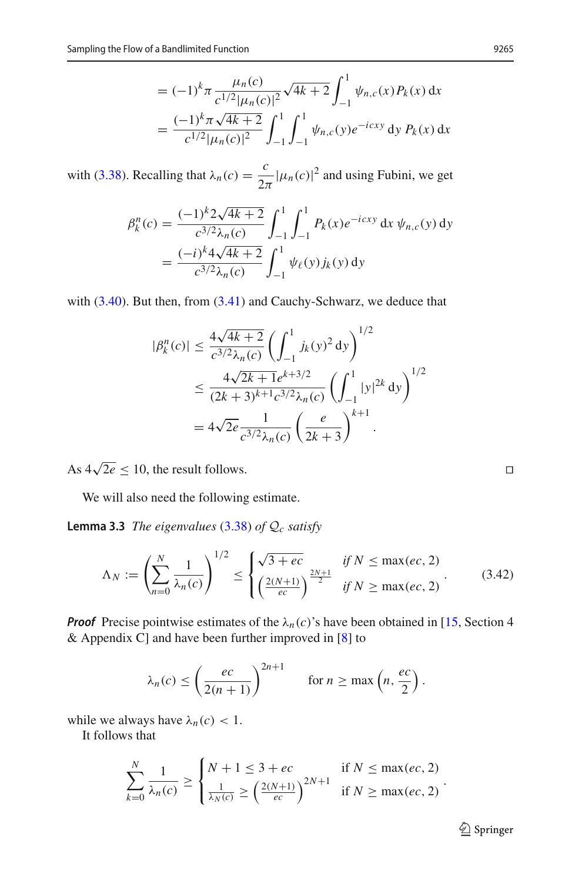$$
\begin{aligned}
&= (-1)^k \pi \frac{\mu_n(c)}{c^{1/2}|\mu_n(c)|^2} \sqrt{4k+2} \int_{-1}^{1} \psi_{n,c}(x) P_k(x)\,\mathrm{d}x \\
&= \frac{(-1)^k \pi \sqrt{4k+2}}{c^{1/2}|\mu_n(c)|^2} \int_{-1}^{1}\int_{-1}^{1} \psi_{n,c}(y) e^{-icxy}\,\mathrm{d}y\; P_k(x)\,\mathrm{d}x
\end{aligned}
$$

with (3.38). Recalling that $\lambda_n(c) = \dfrac{c}{2\pi}|\mu_n(c)|^2$ and using Fubini, we get

$$
\begin{aligned}
\beta_k^n(c) &= \frac{(-1)^k 2\sqrt{4k+2}}{c^{3/2}\lambda_n(c)} \int_{-1}^{1}\int_{-1}^{1} P_k(x) e^{-icxy}\,\mathrm{d}x\; \psi_{n,c}(y)\,\mathrm{d}y \\
&= \frac{(-i)^k 4\sqrt{4k+2}}{c^{3/2}\lambda_n(c)} \int_{-1}^{1} \psi_\ell(y) j_k(y)\,\mathrm{d}y
\end{aligned}
$$

with (3.40). But then, from (3.41) and Cauchy-Schwarz, we deduce that

$$
\begin{aligned}
|\beta_k^n(c)| &\le \frac{4\sqrt{4k+2}}{c^{3/2}\lambda_n(c)} \left(\int_{-1}^{1} j_k(y)^2\,\mathrm{d}y\right)^{1/2} \\
&\le \frac{4\sqrt{2k+1}\,e^{k+3/2}}{(2k+3)^{k+1} c^{3/2}\lambda_n(c)} \left(\int_{-1}^{1} |y|^{2k}\,\mathrm{d}y\right)^{1/2} \\
&= 4\sqrt{2e}\,\frac{1}{c^{3/2}\lambda_n(c)} \left(\frac{e}{2k+3}\right)^{k+1}.
\end{aligned}
$$

As $4\sqrt{2e} \le 10$, the result follows. $\square$

We will also need the following estimate.

**Lemma 3.3** *The eigenvalues* (3.38) *of* $\mathcal{Q}_c$ *satisfy*

$$
\Lambda_N := \left(\sum_{n=0}^{N} \frac{1}{\lambda_n(c)}\right)^{1/2} \le
\begin{cases}
\sqrt{3+ec} & \text{if } N \le \max(ec, 2) \\
\left(\frac{2(N+1)}{ec}\right)^{\frac{2N+1}{2}} & \text{if } N \ge \max(ec, 2)
\end{cases}. \tag{3.42}
$$

***Proof*** Precise pointwise estimates of the $\lambda_n(c)$'s have been obtained in [15, Section 4 & Appendix C] and have been further improved in [8] to

$$
\lambda_n(c) \le \left(\frac{ec}{2(n+1)}\right)^{2n+1} \qquad \text{for } n \ge \max\left(n, \frac{ec}{2}\right).
$$

while we always have $\lambda_n(c) < 1$.

It follows that

$$
\sum_{k=0}^{N} \frac{1}{\lambda_n(c)} \ge
\begin{cases}
N+1 \le 3+ec & \text{if } N \le \max(ec, 2) \\
\frac{1}{\lambda_N(c)} \ge \left(\frac{2(N+1)}{ec}\right)^{2N+1} & \text{if } N \ge \max(ec, 2)
\end{cases}.
$$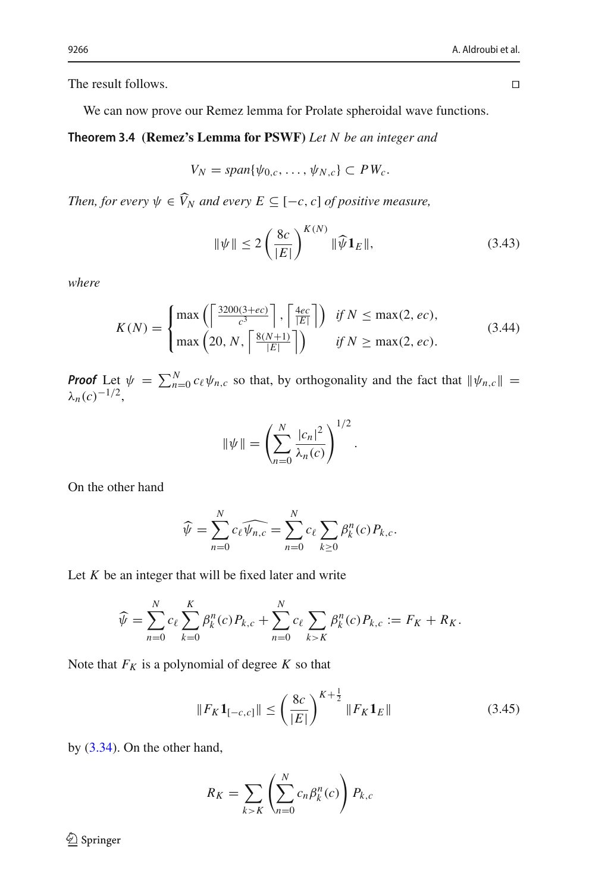The result follows. $\square$

We can now prove our Remez lemma for Prolate spheroidal wave functions.

**Theorem 3.4 (Remez's Lemma for PSWF)** *Let $N$ be an integer and*

$$V_N = span\{\psi_{0,c}, \dots, \psi_{N,c}\} \subset PW_c.$$

*Then, for every $\psi \in \widehat{V}_N$ and every $E \subseteq [-c, c]$ of positive measure,*

$$\|\psi\| \le 2\left(\frac{8c}{|E|}\right)^{K(N)} \|\widehat{\psi}\mathbf{1}_E\|, \tag{3.43}$$

*where*

$$K(N) = \begin{cases} \max\left(\left\lceil \frac{3200(3+ec)}{c^3}\right\rceil, \left\lceil \frac{4ec}{|E|}\right\rceil\right) & \text{if } N \le \max(2, ec), \\ \max\left(20, N, \left\lceil \frac{8(N+1)}{|E|}\right\rceil\right) & \text{if } N \ge \max(2, ec). \end{cases} \tag{3.44}$$

***Proof*** Let $\psi = \sum_{n=0}^{N} c_\ell \psi_{n,c}$ so that, by orthogonality and the fact that $\|\psi_{n,c}\| = \lambda_n(c)^{-1/2}$,

$$\|\psi\| = \left(\sum_{n=0}^{N} \frac{|c_n|^2}{\lambda_n(c)}\right)^{1/2}.$$

On the other hand

$$\widehat{\psi} = \sum_{n=0}^{N} c_\ell \widehat{\psi_{n,c}} = \sum_{n=0}^{N} c_\ell \sum_{k\ge 0} \beta_k^n(c) P_{k,c}.$$

Let $K$ be an integer that will be fixed later and write

$$\widehat{\psi} = \sum_{n=0}^{N} c_\ell \sum_{k=0}^{K} \beta_k^n(c) P_{k,c} + \sum_{n=0}^{N} c_\ell \sum_{k>K} \beta_k^n(c) P_{k,c} := F_K + R_K.$$

Note that $F_K$ is a polynomial of degree $K$ so that

$$\|F_K \mathbf{1}_{[-c,c]}\| \le \left(\frac{8c}{|E|}\right)^{K+\frac{1}{2}} \|F_K \mathbf{1}_E\| \tag{3.45}$$

by (3.34). On the other hand,

$$R_K = \sum_{k>K} \left(\sum_{n=0}^{N} c_n \beta_k^n(c)\right) P_{k,c}$$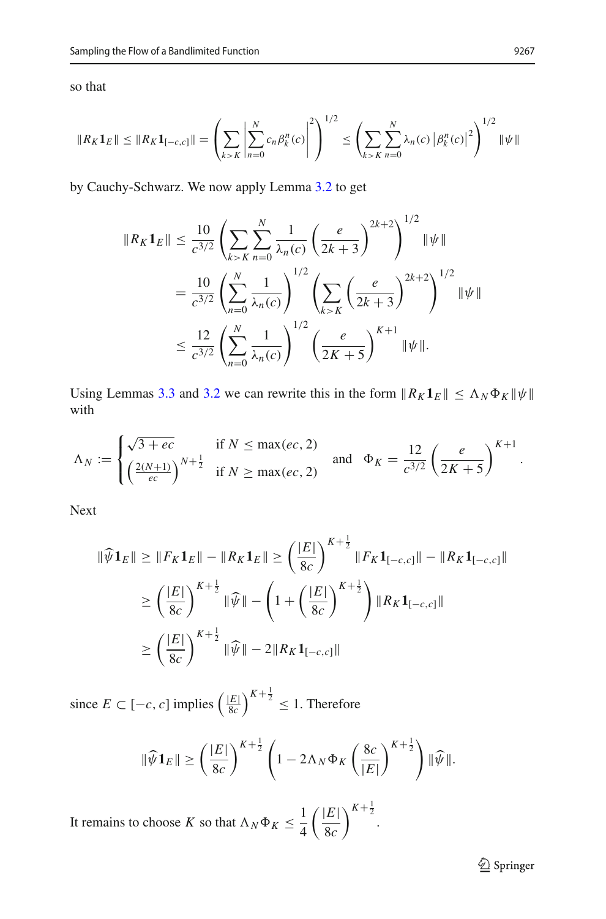so that

$$\|R_K \mathbf{1}_E\| \leq \|R_K \mathbf{1}_{[-c,c]}\| = \left( \sum_{k>K} \left| \sum_{n=0}^{N} c_n \beta_k^n(c) \right|^2 \right)^{1/2} \leq \left( \sum_{k>K} \sum_{n=0}^{N} \lambda_n(c) \left| \beta_k^n(c) \right|^2 \right)^{1/2} \|\psi\|$$

by Cauchy-Schwarz. We now apply Lemma 3.2 to get

$$\begin{aligned}
\|R_K \mathbf{1}_E\| &\leq \frac{10}{c^{3/2}} \left( \sum_{k>K} \sum_{n=0}^{N} \frac{1}{\lambda_n(c)} \left( \frac{e}{2k+3} \right)^{2k+2} \right)^{1/2} \|\psi\| \\
&= \frac{10}{c^{3/2}} \left( \sum_{n=0}^{N} \frac{1}{\lambda_n(c)} \right)^{1/2} \left( \sum_{k>K} \left( \frac{e}{2k+3} \right)^{2k+2} \right)^{1/2} \|\psi\| \\
&\leq \frac{12}{c^{3/2}} \left( \sum_{n=0}^{N} \frac{1}{\lambda_n(c)} \right)^{1/2} \left( \frac{e}{2K+5} \right)^{K+1} \|\psi\|.
\end{aligned}$$

Using Lemmas 3.3 and 3.2 we can rewrite this in the form $\|R_K \mathbf{1}_E\| \leq \Lambda_N \Phi_K \|\psi\|$ with

$$\Lambda_N := \begin{cases} \sqrt{3+ec} & \text{if } N \leq \max(ec, 2) \\ \left( \frac{2(N+1)}{ec} \right)^{N+\frac{1}{2}} & \text{if } N \geq \max(ec, 2) \end{cases} \quad \text{and} \quad \Phi_K = \frac{12}{c^{3/2}} \left( \frac{e}{2K+5} \right)^{K+1}.$$

Next

$$\begin{aligned}
\|\widehat{\psi} \mathbf{1}_E\| &\geq \|F_K \mathbf{1}_E\| - \|R_K \mathbf{1}_E\| \geq \left( \frac{|E|}{8c} \right)^{K+\frac{1}{2}} \|F_K \mathbf{1}_{[-c,c]}\| - \|R_K \mathbf{1}_{[-c,c]}\| \\
&\geq \left( \frac{|E|}{8c} \right)^{K+\frac{1}{2}} \|\widehat{\psi}\| - \left( 1 + \left( \frac{|E|}{8c} \right)^{K+\frac{1}{2}} \right) \|R_K \mathbf{1}_{[-c,c]}\| \\
&\geq \left( \frac{|E|}{8c} \right)^{K+\frac{1}{2}} \|\widehat{\psi}\| - 2\|R_K \mathbf{1}_{[-c,c]}\|
\end{aligned}$$

since $E \subset [-c, c]$ implies $\left( \frac{|E|}{8c} \right)^{K+\frac{1}{2}} \leq 1$. Therefore

$$\|\widehat{\psi} \mathbf{1}_E\| \geq \left( \frac{|E|}{8c} \right)^{K+\frac{1}{2}} \left( 1 - 2\Lambda_N \Phi_K \left( \frac{8c}{|E|} \right)^{K+\frac{1}{2}} \right) \|\widehat{\psi}\|.$$

It remains to choose $K$ so that $\Lambda_N \Phi_K \leq \dfrac{1}{4} \left( \dfrac{|E|}{8c} \right)^{K+\frac{1}{2}}$.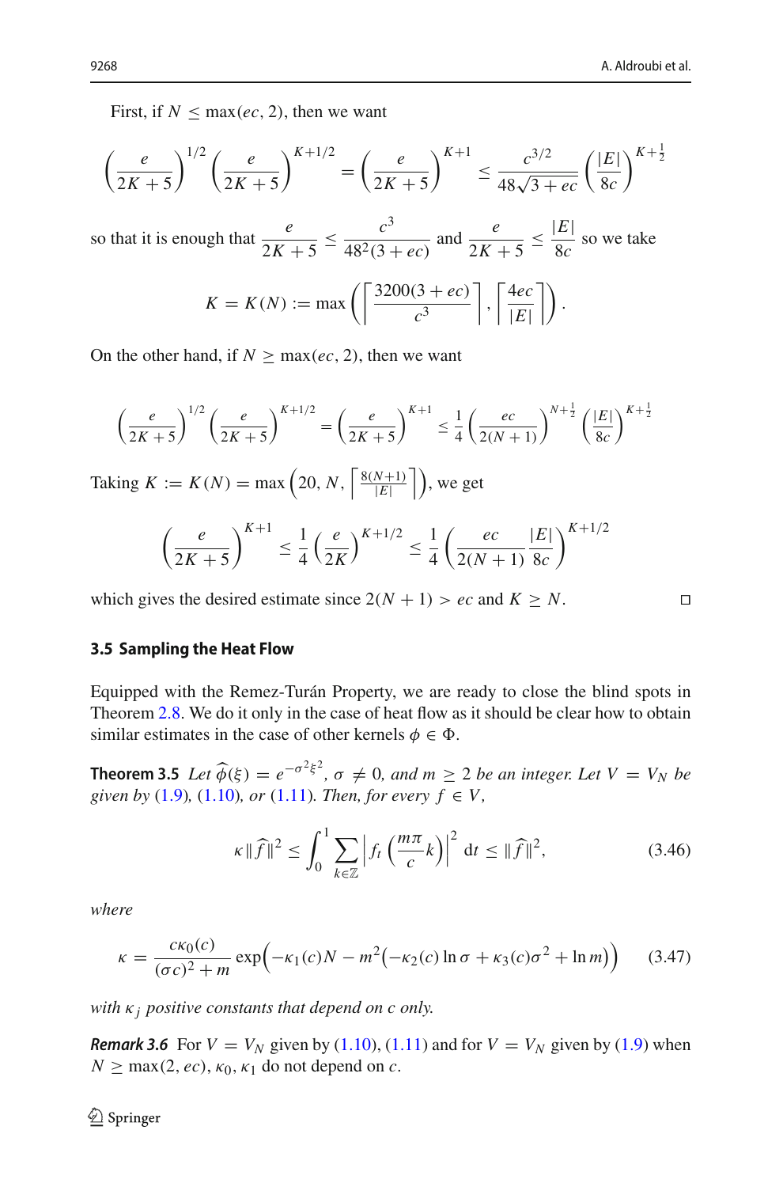First, if $N \le \max(ec, 2)$, then we want

$$\left(\frac{e}{2K+5}\right)^{1/2}\left(\frac{e}{2K+5}\right)^{K+1/2} = \left(\frac{e}{2K+5}\right)^{K+1} \le \frac{c^{3/2}}{48\sqrt{3+ec}}\left(\frac{|E|}{8c}\right)^{K+\frac{1}{2}}$$

so that it is enough that $\dfrac{e}{2K+5} \le \dfrac{c^3}{48^2(3+ec)}$ and $\dfrac{e}{2K+5} \le \dfrac{|E|}{8c}$ so we take

$$K = K(N) := \max\left(\left\lceil \frac{3200(3+ec)}{c^3}\right\rceil, \left\lceil \frac{4ec}{|E|}\right\rceil\right).$$

On the other hand, if $N \ge \max(ec, 2)$, then we want

$$\left(\frac{e}{2K+5}\right)^{1/2}\left(\frac{e}{2K+5}\right)^{K+1/2} = \left(\frac{e}{2K+5}\right)^{K+1} \le \frac{1}{4}\left(\frac{ec}{2(N+1)}\right)^{N+\frac{1}{2}}\left(\frac{|E|}{8c}\right)^{K+\frac{1}{2}}$$

Taking $K := K(N) = \max\left(20, N, \left\lceil \frac{8(N+1)}{|E|}\right\rceil\right)$, we get

$$\left(\frac{e}{2K+5}\right)^{K+1} \le \frac{1}{4}\left(\frac{e}{2K}\right)^{K+1/2} \le \frac{1}{4}\left(\frac{ec}{2(N+1)}\frac{|E|}{8c}\right)^{K+1/2}$$

which gives the desired estimate since $2(N+1) > ec$ and $K \ge N$. $\square$

### 3.5 Sampling the Heat Flow

Equipped with the Remez-Turán Property, we are ready to close the blind spots in Theorem 2.8. We do it only in the case of heat flow as it should be clear how to obtain similar estimates in the case of other kernels $\phi \in \Phi$.

**Theorem 3.5** *Let $\widehat{\phi}(\xi) = e^{-\sigma^2\xi^2}$, $\sigma \neq 0$, and $m \ge 2$ be an integer. Let $V = V_N$ be given by (1.9), (1.10), or (1.11). Then, for every $f \in V$,*

$$\kappa\|\widehat{f}\|^2 \le \int_0^1 \sum_{k\in\mathbb{Z}} \left| f_t\left(\frac{m\pi}{c}k\right)\right|^2 \mathrm{d}t \le \|\widehat{f}\|^2, \tag{3.46}$$

*where*

$$\kappa = \frac{c\kappa_0(c)}{(\sigma c)^2 + m}\exp\Big(-\kappa_1(c)N - m^2\big(-\kappa_2(c)\ln\sigma + \kappa_3(c)\sigma^2 + \ln m\big)\Big) \tag{3.47}$$

*with $\kappa_j$ positive constants that depend on $c$ only.*

***Remark 3.6*** For $V = V_N$ given by (1.10), (1.11) and for $V = V_N$ given by (1.9) when $N \ge \max(2, ec)$, $\kappa_0, \kappa_1$ do not depend on $c$.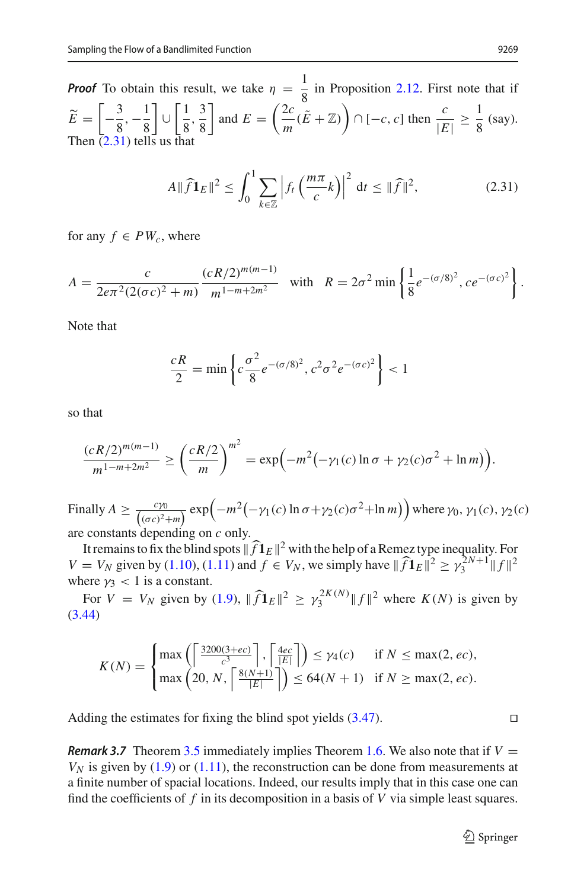***Proof*** To obtain this result, we take $\eta = \dfrac{1}{8}$ in Proposition 2.12. First note that if $\widetilde{E} = \left[-\dfrac{3}{8}, -\dfrac{1}{8}\right] \cup \left[\dfrac{1}{8}, \dfrac{3}{8}\right]$ and $E = \left(\dfrac{2c}{m}(\tilde{E} + \mathbb{Z})\right) \cap [-c, c]$ then $\dfrac{c}{|E|} \geq \dfrac{1}{8}$ (say). Then (2.31) tells us that

$$A \|\widehat{f} \mathbf{1}_E\|^2 \leq \int_0^1 \sum_{k \in \mathbb{Z}} \left| f_t \left( \frac{m\pi}{c} k \right) \right|^2 \, \mathrm{d}t \leq \|\widehat{f}\|^2, \tag{2.31}$$

for any $f \in PW_c$, where

$$A = \frac{c}{2e\pi^2(2(\sigma c)^2 + m)} \frac{(cR/2)^{m(m-1)}}{m^{1-m+2m^2}} \quad \text{with} \quad R = 2\sigma^2 \min \left\{ \frac{1}{8} e^{-(\sigma/8)^2}, c e^{-(\sigma c)^2} \right\}.$$

Note that

$$\frac{cR}{2} = \min \left\{ c \frac{\sigma^2}{8} e^{-(\sigma/8)^2}, c^2 \sigma^2 e^{-(\sigma c)^2} \right\} < 1$$

so that

$$\frac{(cR/2)^{m(m-1)}}{m^{1-m+2m^2}} \geq \left( \frac{cR/2}{m} \right)^{m^2} = \exp\Big( -m^2 \big( -\gamma_1(c) \ln \sigma + \gamma_2(c) \sigma^2 + \ln m \big) \Big).$$

Finally $A \geq \frac{c\gamma_0}{\big((\sigma c)^2 + m\big)} \exp\Big( -m^2 \big( -\gamma_1(c) \ln \sigma + \gamma_2(c) \sigma^2 + \ln m \big) \Big)$ where $\gamma_0, \gamma_1(c), \gamma_2(c)$ are constants depending on $c$ only.

It remains to fix the blind spots $\|\widehat{f} \mathbf{1}_E\|^2$ with the help of a Remez type inequality. For $V = V_N$ given by (1.10), (1.11) and $f \in V_N$, we simply have $\|\widehat{f} \mathbf{1}_E\|^2 \geq \gamma_3^{2N+1} \|f\|^2$ where $\gamma_3 < 1$ is a constant.

For $V = V_N$ given by (1.9), $\|\widehat{f} \mathbf{1}_E\|^2 \geq \gamma_3^{2K(N)} \|f\|^2$ where $K(N)$ is given by (3.44)

$$K(N) = \begin{cases} \max \left( \left\lceil \frac{3200(3+ec)}{c^3} \right\rceil, \left\lceil \frac{4ec}{|E|} \right\rceil \right) \leq \gamma_4(c) & \text{if } N \leq \max(2, ec), \\ \max \left( 20, N, \left\lceil \frac{8(N+1)}{|E|} \right\rceil \right) \leq 64(N+1) & \text{if } N \geq \max(2, ec). \end{cases}$$

Adding the estimates for fixing the blind spot yields (3.47). □

***Remark 3.7*** Theorem 3.5 immediately implies Theorem 1.6. We also note that if $V = V_N$ is given by (1.9) or (1.11), the reconstruction can be done from measurements at a finite number of spacial locations. Indeed, our results imply that in this case one can find the coefficients of $f$ in its decomposition in a basis of $V$ via simple least squares.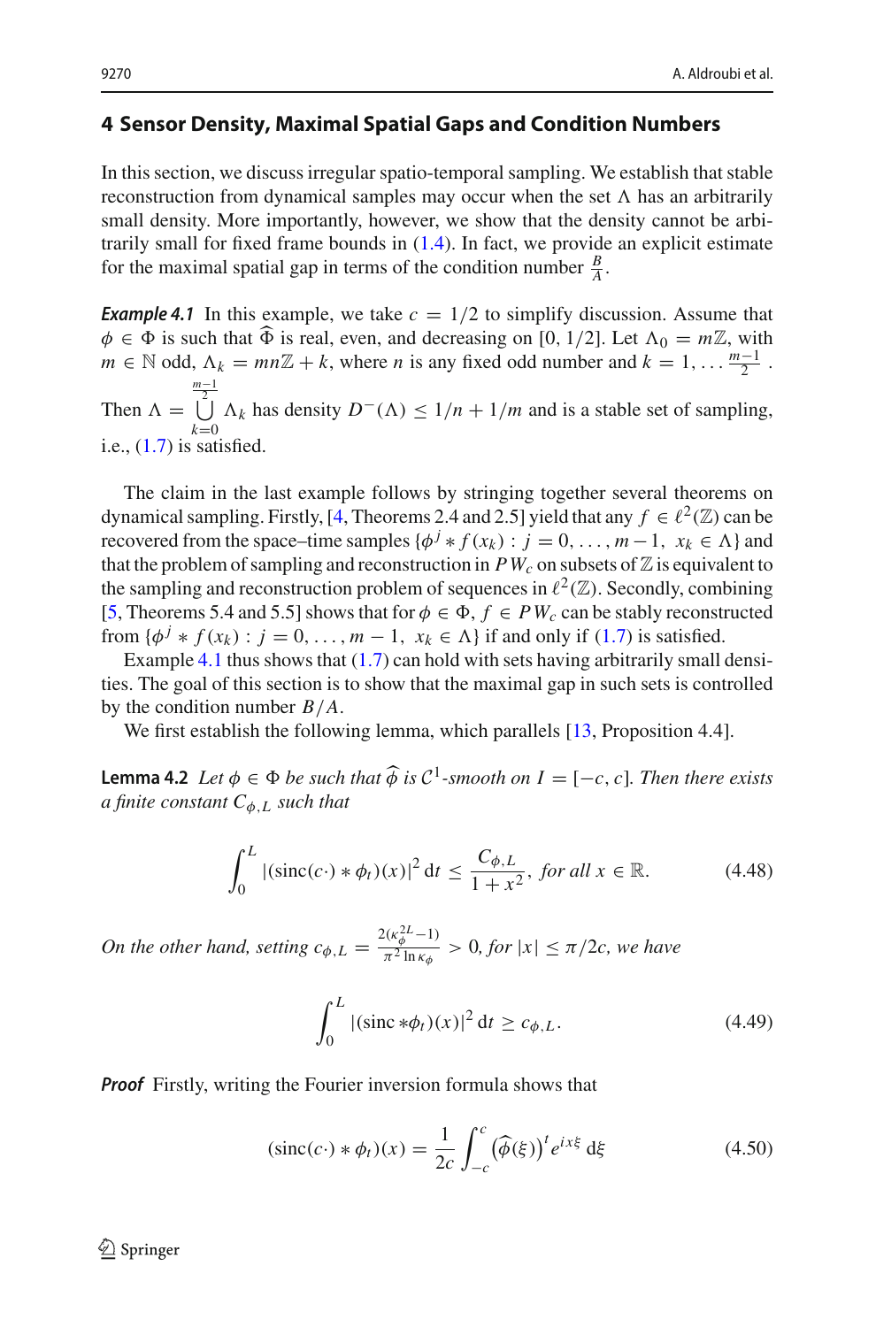## 4 Sensor Density, Maximal Spatial Gaps and Condition Numbers

In this section, we discuss irregular spatio-temporal sampling. We establish that stable reconstruction from dynamical samples may occur when the set $\Lambda$ has an arbitrarily small density. More importantly, however, we show that the density cannot be arbitrarily small for fixed frame bounds in (1.4). In fact, we provide an explicit estimate for the maximal spatial gap in terms of the condition number $\frac{B}{A}$.

***Example 4.1*** In this example, we take $c = 1/2$ to simplify discussion. Assume that $\phi \in \Phi$ is such that $\widehat{\Phi}$ is real, even, and decreasing on $[0, 1/2]$. Let $\Lambda_0 = m\mathbb{Z}$, with $m \in \mathbb{N}$ odd, $\Lambda_k = mn\mathbb{Z} + k$, where $n$ is any fixed odd number and $k = 1, \ldots \frac{m-1}{2}$ . Then $\Lambda = \bigcup_{k=0}^{\frac{m-1}{2}} \Lambda_k$ has density $D^-(\Lambda) \le 1/n + 1/m$ and is a stable set of sampling, i.e., (1.7) is satisfied.

The claim in the last example follows by stringing together several theorems on dynamical sampling. Firstly, [4, Theorems 2.4 and 2.5] yield that any $f \in \ell^2(\mathbb{Z})$ can be recovered from the space–time samples $\{\phi^j * f(x_k) : j = 0, \ldots, m-1, \; x_k \in \Lambda\}$ and that the problem of sampling and reconstruction in $PW_c$ on subsets of $\mathbb{Z}$ is equivalent to the sampling and reconstruction problem of sequences in $\ell^2(\mathbb{Z})$. Secondly, combining [5, Theorems 5.4 and 5.5] shows that for $\phi \in \Phi$, $f \in PW_c$ can be stably reconstructed from $\{\phi^j * f(x_k) : j = 0, \ldots, m-1, \; x_k \in \Lambda\}$ if and only if (1.7) is satisfied.

Example 4.1 thus shows that (1.7) can hold with sets having arbitrarily small densities. The goal of this section is to show that the maximal gap in such sets is controlled by the condition number $B/A$.

We first establish the following lemma, which parallels [13, Proposition 4.4].

**Lemma 4.2** *Let $\phi \in \Phi$ be such that $\widehat{\phi}$ is $\mathcal{C}^1$-smooth on $I = [-c, c]$. Then there exists a finite constant $C_{\phi,L}$ such that*

$$\int_0^L |(\operatorname{sinc}(c\cdot) * \phi_t)(x)|^2 \,\mathrm{d}t \le \frac{C_{\phi,L}}{1+x^2}, \text{ for all } x \in \mathbb{R}. \tag{4.48}$$

*On the other hand, setting $c_{\phi,L} = \frac{2(\kappa_\phi^{2L}-1)}{\pi^2 \ln \kappa_\phi} > 0$, for $|x| \le \pi/2c$, we have*

$$\int_0^L |(\operatorname{sinc} * \phi_t)(x)|^2 \,\mathrm{d}t \ge c_{\phi,L}. \tag{4.49}$$

***Proof*** Firstly, writing the Fourier inversion formula shows that

$$(\operatorname{sinc}(c\cdot) * \phi_t)(x) = \frac{1}{2c} \int_{-c}^{c} \left(\widehat{\phi}(\xi)\right)^t e^{ix\xi} \,\mathrm{d}\xi \tag{4.50}$$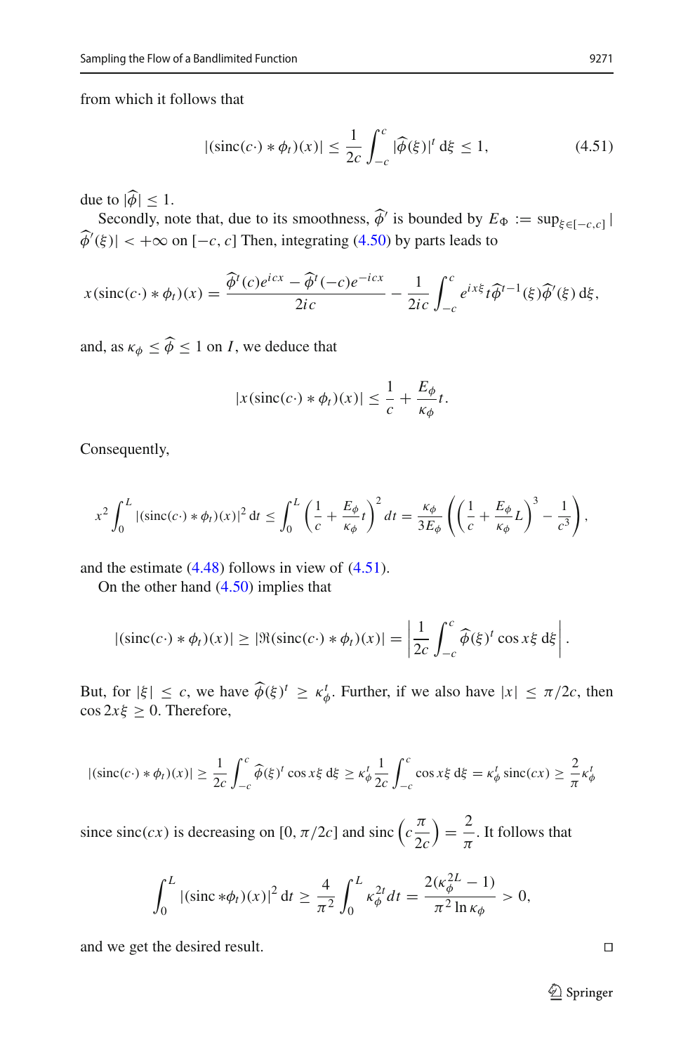from which it follows that

$$|(\mathrm{sinc}(c\cdot) * \phi_t)(x)| \leq \frac{1}{2c}\int_{-c}^{c} |\widehat{\phi}(\xi)|^t \,\mathrm{d}\xi \leq 1, \tag{4.51}$$

due to $|\widehat{\phi}| \leq 1$.

Secondly, note that, due to its smoothness, $\widehat{\phi}'$ is bounded by $E_\Phi := \sup_{\xi\in[-c,c]} |\widehat{\phi}'(\xi)| < +\infty$ on $[-c, c]$ Then, integrating (4.50) by parts leads to

$$x(\mathrm{sinc}(c\cdot) * \phi_t)(x) = \frac{\widehat{\phi}^t(c)e^{icx} - \widehat{\phi}^t(-c)e^{-icx}}{2ic} - \frac{1}{2ic}\int_{-c}^{c} e^{ix\xi} t\widehat{\phi}^{t-1}(\xi)\widehat{\phi}'(\xi)\,\mathrm{d}\xi,$$

and, as $\kappa_\phi \leq \widehat{\phi} \leq 1$ on $I$, we deduce that

$$|x(\mathrm{sinc}(c\cdot) * \phi_t)(x)| \leq \frac{1}{c} + \frac{E_\phi}{\kappa_\phi}t.$$

Consequently,

$$x^2\int_0^L |(\mathrm{sinc}(c\cdot) * \phi_t)(x)|^2\,\mathrm{d}t \leq \int_0^L \left(\frac{1}{c} + \frac{E_\phi}{\kappa_\phi}t\right)^2 dt = \frac{\kappa_\phi}{3E_\phi}\left(\left(\frac{1}{c} + \frac{E_\phi}{\kappa_\phi}L\right)^3 - \frac{1}{c^3}\right),$$

and the estimate (4.48) follows in view of (4.51).

On the other hand (4.50) implies that

$$|(\mathrm{sinc}(c\cdot) * \phi_t)(x)| \geq |\Re(\mathrm{sinc}(c\cdot) * \phi_t)(x)| = \left|\frac{1}{2c}\int_{-c}^{c} \widehat{\phi}(\xi)^t \cos x\xi \,\mathrm{d}\xi\right|.$$

But, for $|\xi| \leq c$, we have $\widehat{\phi}(\xi)^t \geq \kappa_\phi^t$. Further, if we also have $|x| \leq \pi/2c$, then $\cos 2x\xi \geq 0$. Therefore,

$$|(\mathrm{sinc}(c\cdot) * \phi_t)(x)| \geq \frac{1}{2c}\int_{-c}^{c} \widehat{\phi}(\xi)^t \cos x\xi \,\mathrm{d}\xi \geq \kappa_\phi^t \frac{1}{2c}\int_{-c}^{c} \cos x\xi \,\mathrm{d}\xi = \kappa_\phi^t \,\mathrm{sinc}(cx) \geq \frac{2}{\pi}\kappa_\phi^t$$

since $\mathrm{sinc}(cx)$ is decreasing on $[0, \pi/2c]$ and $\mathrm{sinc}\left(c\dfrac{\pi}{2c}\right) = \dfrac{2}{\pi}$. It follows that

$$\int_0^L |(\mathrm{sinc} * \phi_t)(x)|^2\,\mathrm{d}t \geq \frac{4}{\pi^2}\int_0^L \kappa_\phi^{2t} dt = \frac{2(\kappa_\phi^{2L} - 1)}{\pi^2 \ln \kappa_\phi} > 0,$$

and we get the desired result. $\square$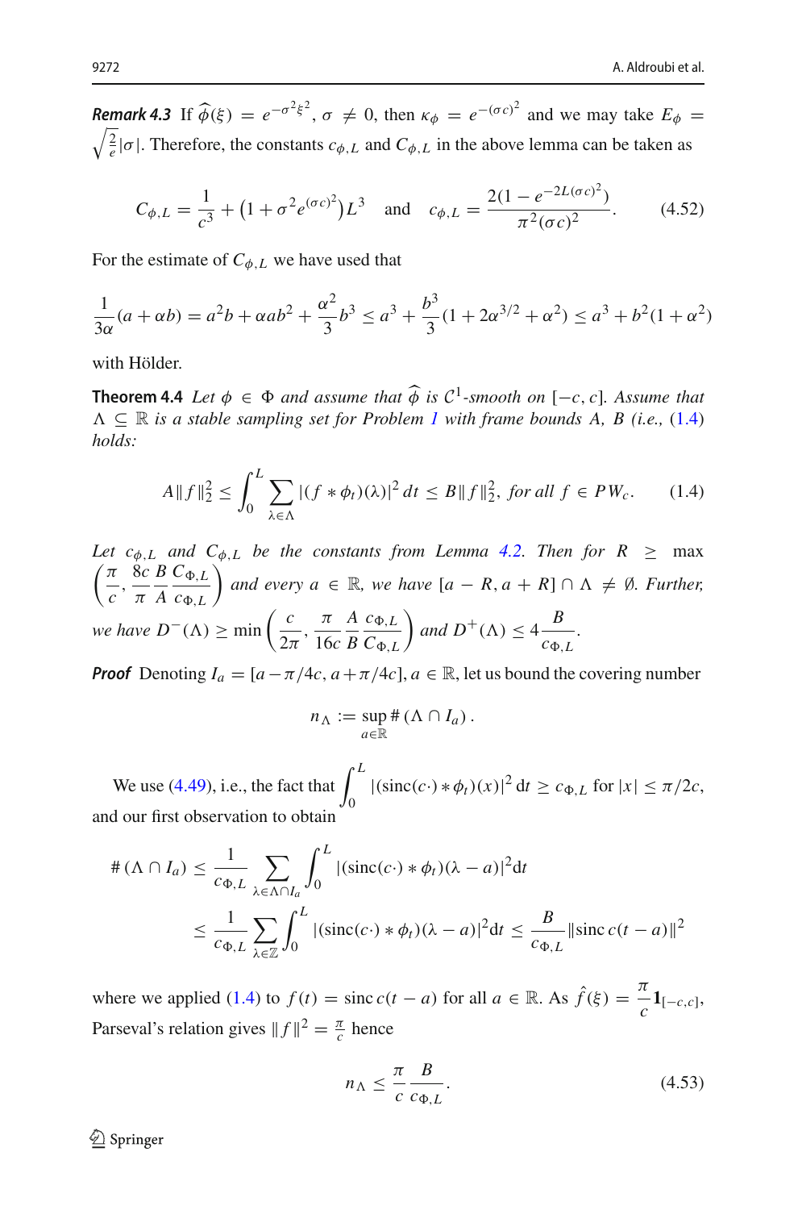***Remark 4.3*** If $\widehat{\phi}(\xi) = e^{-\sigma^2\xi^2}$, $\sigma \neq 0$, then $\kappa_\phi = e^{-(\sigma c)^2}$ and we may take $E_\phi = \sqrt{\frac{2}{e}}|\sigma|$. Therefore, the constants $c_{\phi,L}$ and $C_{\phi,L}$ in the above lemma can be taken as

$$C_{\phi,L} = \frac{1}{c^3} + \left(1+\sigma^2 e^{(\sigma c)^2}\right)L^3 \quad \text{and} \quad c_{\phi,L} = \frac{2(1-e^{-2L(\sigma c)^2})}{\pi^2(\sigma c)^2}. \tag{4.52}$$

For the estimate of $C_{\phi,L}$ we have used that

$$\frac{1}{3\alpha}(a+\alpha b) = a^2 b + \alpha a b^2 + \frac{\alpha^2}{3}b^3 \leq a^3 + \frac{b^3}{3}(1+2\alpha^{3/2}+\alpha^2) \leq a^3 + b^2(1+\alpha^2)$$

with Hölder.

**Theorem 4.4** *Let $\phi \in \Phi$ and assume that $\widehat{\phi}$ is $\mathcal{C}^1$-smooth on $[-c, c]$. Assume that $\Lambda \subseteq \mathbb{R}$ is a stable sampling set for Problem 1 with frame bounds $A$, $B$ (i.e., (1.4) holds:*

$$A\|f\|_2^2 \leq \int_0^L \sum_{\lambda\in\Lambda} |(f*\phi_t)(\lambda)|^2\, dt \leq B\|f\|_2^2, \text{ for all } f \in PW_c. \tag{1.4}$$

*Let $c_{\phi,L}$ and $C_{\phi,L}$ be the constants from Lemma 4.2. Then for $R \geq \max\left(\frac{\pi}{c}, \frac{8c}{\pi}\frac{B}{A}\frac{C_{\Phi,L}}{c_{\Phi,L}}\right)$ and every $a \in \mathbb{R}$, we have $[a-R, a+R]\cap\Lambda \neq \emptyset$. Further, we have $D^-(\Lambda) \geq \min\left(\frac{c}{2\pi}, \frac{\pi}{16c}\frac{A}{B}\frac{c_{\Phi,L}}{C_{\Phi,L}}\right)$ and $D^+(\Lambda) \leq 4\frac{B}{c_{\Phi,L}}$.*

***Proof*** Denoting $I_a = [a-\pi/4c, a+\pi/4c]$, $a \in \mathbb{R}$, let us bound the covering number

$$n_\Lambda := \sup_{a\in\mathbb{R}} \#\left(\Lambda \cap I_a\right).$$

We use (4.49), i.e., the fact that $\int_0^L |(\mathrm{sinc}(c\cdot) * \phi_t)(x)|^2\,\mathrm{d}t \geq c_{\Phi,L}$ for $|x| \leq \pi/2c$, and our first observation to obtain

$$\begin{aligned}
\#\left(\Lambda\cap I_a\right) &\leq \frac{1}{c_{\Phi,L}} \sum_{\lambda\in\Lambda\cap I_a} \int_0^L |(\mathrm{sinc}(c\cdot)*\phi_t)(\lambda-a)|^2 \mathrm{d}t \\
&\leq \frac{1}{c_{\Phi,L}} \sum_{\lambda\in\mathbb{Z}} \int_0^L |(\mathrm{sinc}(c\cdot)*\phi_t)(\lambda-a)|^2 \mathrm{d}t \leq \frac{B}{c_{\Phi,L}} \|\mathrm{sinc}\, c(t-a)\|^2
\end{aligned}$$

where we applied (1.4) to $f(t) = \mathrm{sinc}\, c(t-a)$ for all $a \in \mathbb{R}$. As $\hat{f}(\xi) = \frac{\pi}{c}\mathbf{1}_{[-c,c]}$, Parseval's relation gives $\|f\|^2 = \frac{\pi}{c}$ hence

$$n_\Lambda \leq \frac{\pi}{c}\frac{B}{c_{\Phi,L}}. \tag{4.53}$$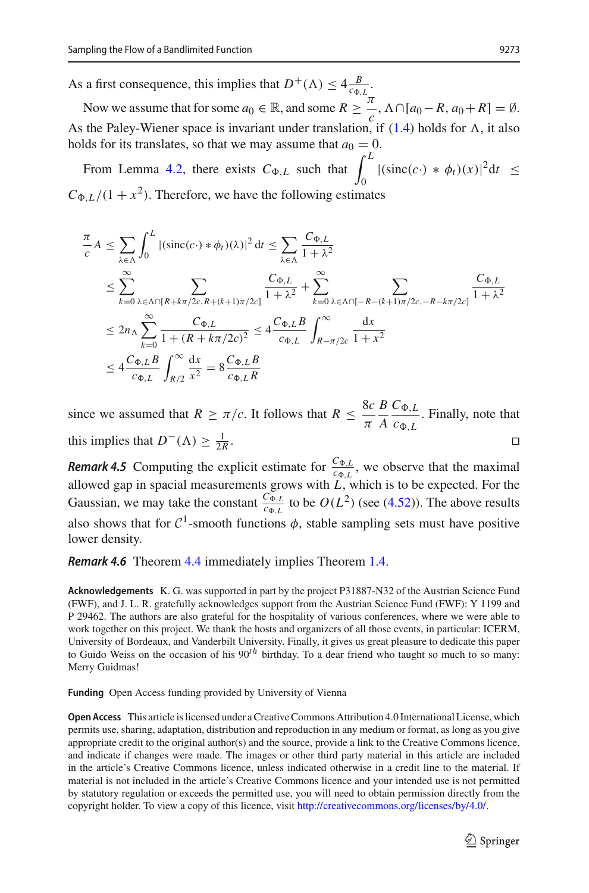As a first consequence, this implies that $D^+(\Lambda) \leq 4\frac{B}{c_{\Phi,L}}$.

Now we assume that for some $a_0 \in \mathbb{R}$, and some $R \geq \frac{\pi}{c}$, $\Lambda \cap [a_0 - R, a_0 + R] = \emptyset$. As the Paley-Wiener space is invariant under translation, if (1.4) holds for $\Lambda$, it also holds for its translates, so that we may assume that $a_0 = 0$.

From Lemma 4.2, there exists $C_{\Phi,L}$ such that $\int_0^L |(\mathrm{sinc}(c\cdot) * \phi_t)(x)|^2 \mathrm{d}t \leq C_{\Phi,L}/(1+x^2)$. Therefore, we have the following estimates

$$
\begin{aligned}
\frac{\pi}{c} A &\leq \sum_{\lambda \in \Lambda} \int_0^L |(\mathrm{sinc}(c\cdot) * \phi_t)(\lambda)|^2 \, \mathrm{d}t \leq \sum_{\lambda \in \Lambda} \frac{C_{\Phi,L}}{1+\lambda^2} \\
&\leq \sum_{k=0}^{\infty} \sum_{\lambda \in \Lambda \cap [R + k\pi/2c, R + (k+1)\pi/2c]} \frac{C_{\Phi,L}}{1+\lambda^2} + \sum_{k=0}^{\infty} \sum_{\lambda \in \Lambda \cap [-R-(k+1)\pi/2c, -R-k\pi/2c]} \frac{C_{\Phi,L}}{1+\lambda^2} \\
&\leq 2n_\Lambda \sum_{k=0}^{\infty} \frac{C_{\Phi,L}}{1+(R+k\pi/2c)^2} \leq 4\frac{C_{\Phi,L} B}{c_{\Phi,L}} \int_{R-\pi/2c}^{\infty} \frac{\mathrm{d}x}{1+x^2} \\
&\leq 4\frac{C_{\Phi,L} B}{c_{\Phi,L}} \int_{R/2}^{\infty} \frac{\mathrm{d}x}{x^2} = 8\frac{C_{\Phi,L} B}{c_{\Phi,L} R}
\end{aligned}
$$

since we assumed that $R \geq \pi/c$. It follows that $R \leq \frac{8c}{\pi} \frac{B}{A} \frac{C_{\Phi,L}}{c_{\Phi,L}}$. Finally, note that this implies that $D^-(\Lambda) \geq \frac{1}{2R}$. □

***Remark 4.5*** Computing the explicit estimate for $\frac{C_{\Phi,L}}{c_{\Phi,L}}$, we observe that the maximal allowed gap in spacial measurements grows with $L$, which is to be expected. For the Gaussian, we may take the constant $\frac{C_{\Phi,L}}{c_{\Phi,L}}$ to be $O(L^2)$ (see (4.52)). The above results also shows that for $\mathcal{C}^1$-smooth functions $\phi$, stable sampling sets must have positive lower density.

***Remark 4.6*** Theorem 4.4 immediately implies Theorem 1.4.

**Acknowledgements** K. G. was supported in part by the project P31887-N32 of the Austrian Science Fund (FWF), and J. L. R. gratefully acknowledges support from the Austrian Science Fund (FWF): Y 1199 and P 29462. The authors are also grateful for the hospitality of various conferences, where we were able to work together on this project. We thank the hosts and organizers of all those events, in particular: ICERM, University of Bordeaux, and Vanderbilt University. Finally, it gives us great pleasure to dedicate this paper to Guido Weiss on the occasion of his $90^{th}$ birthday. To a dear friend who taught so much to so many: Merry Guidmas!

**Funding** Open Access funding provided by University of Vienna

**Open Access** This article is licensed under a Creative Commons Attribution 4.0 International License, which permits use, sharing, adaptation, distribution and reproduction in any medium or format, as long as you give appropriate credit to the original author(s) and the source, provide a link to the Creative Commons licence, and indicate if changes were made. The images or other third party material in this article are included in the article's Creative Commons licence, unless indicated otherwise in a credit line to the material. If material is not included in the article's Creative Commons licence and your intended use is not permitted by statutory regulation or exceeds the permitted use, you will need to obtain permission directly from the copyright holder. To view a copy of this licence, visit http://creativecommons.org/licenses/by/4.0/.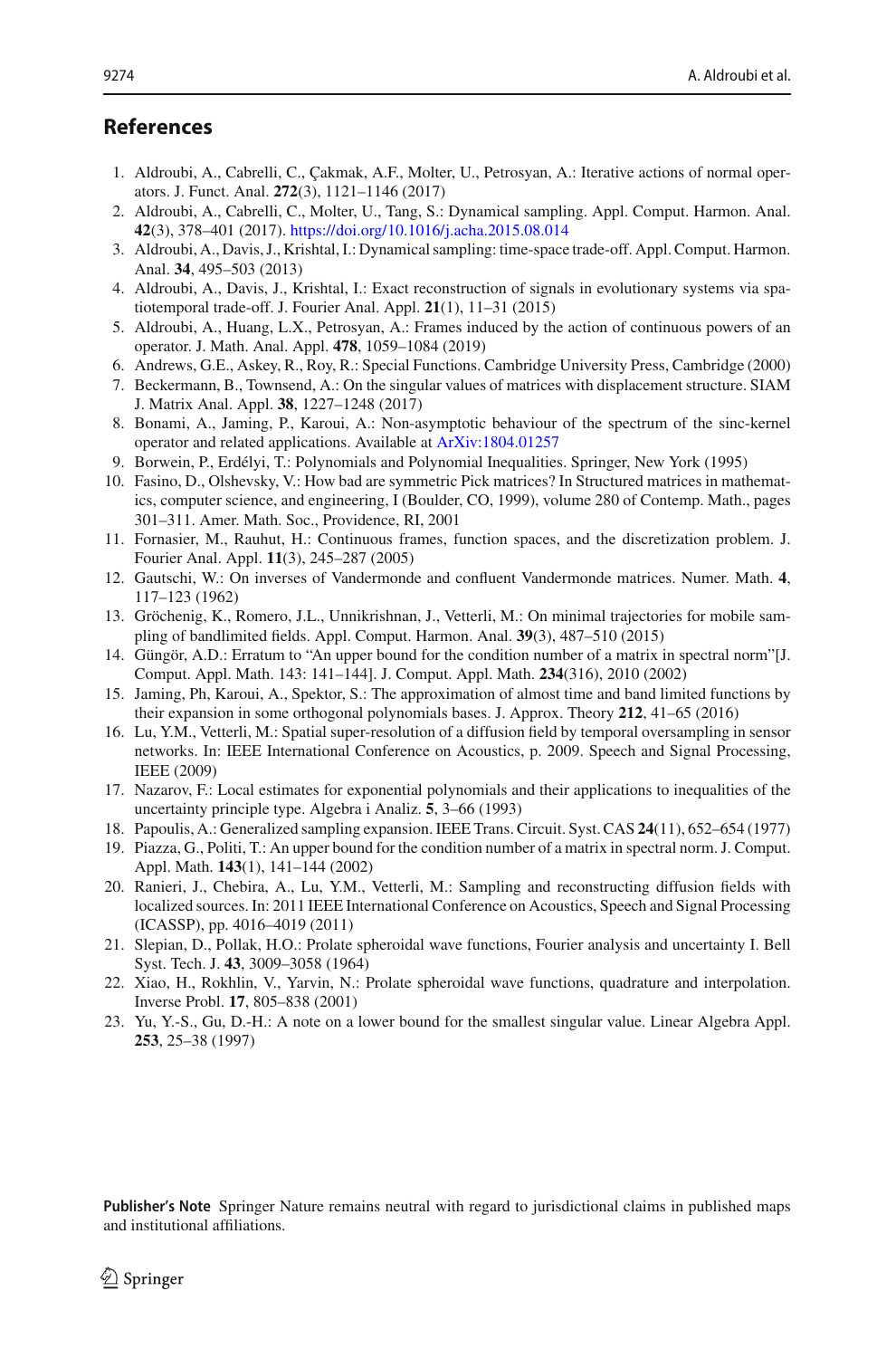## References

1. Aldroubi, A., Cabrelli, C., Çakmak, A.F., Molter, U., Petrosyan, A.: Iterative actions of normal operators. J. Funct. Anal. **272**(3), 1121–1146 (2017)
2. Aldroubi, A., Cabrelli, C., Molter, U., Tang, S.: Dynamical sampling. Appl. Comput. Harmon. Anal. **42**(3), 378–401 (2017). https://doi.org/10.1016/j.acha.2015.08.014
3. Aldroubi, A., Davis, J., Krishtal, I.: Dynamical sampling: time-space trade-off. Appl. Comput. Harmon. Anal. **34**, 495–503 (2013)
4. Aldroubi, A., Davis, J., Krishtal, I.: Exact reconstruction of signals in evolutionary systems via spatiotemporal trade-off. J. Fourier Anal. Appl. **21**(1), 11–31 (2015)
5. Aldroubi, A., Huang, L.X., Petrosyan, A.: Frames induced by the action of continuous powers of an operator. J. Math. Anal. Appl. **478**, 1059–1084 (2019)
6. Andrews, G.E., Askey, R., Roy, R.: Special Functions. Cambridge University Press, Cambridge (2000)
7. Beckermann, B., Townsend, A.: On the singular values of matrices with displacement structure. SIAM J. Matrix Anal. Appl. **38**, 1227–1248 (2017)
8. Bonami, A., Jaming, P., Karoui, A.: Non-asymptotic behaviour of the spectrum of the sinc-kernel operator and related applications. Available at ArXiv:1804.01257
9. Borwein, P., Erdélyi, T.: Polynomials and Polynomial Inequalities. Springer, New York (1995)
10. Fasino, D., Olshevsky, V.: How bad are symmetric Pick matrices? In Structured matrices in mathematics, computer science, and engineering, I (Boulder, CO, 1999), volume 280 of Contemp. Math., pages 301–311. Amer. Math. Soc., Providence, RI, 2001
11. Fornasier, M., Rauhut, H.: Continuous frames, function spaces, and the discretization problem. J. Fourier Anal. Appl. **11**(3), 245–287 (2005)
12. Gautschi, W.: On inverses of Vandermonde and confluent Vandermonde matrices. Numer. Math. **4**, 117–123 (1962)
13. Gröchenig, K., Romero, J.L., Unnikrishnan, J., Vetterli, M.: On minimal trajectories for mobile sampling of bandlimited fields. Appl. Comput. Harmon. Anal. **39**(3), 487–510 (2015)
14. Güngör, A.D.: Erratum to "An upper bound for the condition number of a matrix in spectral norm"[J. Comput. Appl. Math. 143: 141–144]. J. Comput. Appl. Math. **234**(316), 2010 (2002)
15. Jaming, Ph, Karoui, A., Spektor, S.: The approximation of almost time and band limited functions by their expansion in some orthogonal polynomials bases. J. Approx. Theory **212**, 41–65 (2016)
16. Lu, Y.M., Vetterli, M.: Spatial super-resolution of a diffusion field by temporal oversampling in sensor networks. In: IEEE International Conference on Acoustics, p. 2009. Speech and Signal Processing, IEEE (2009)
17. Nazarov, F.: Local estimates for exponential polynomials and their applications to inequalities of the uncertainty principle type. Algebra i Analiz. **5**, 3–66 (1993)
18. Papoulis, A.: Generalized sampling expansion. IEEE Trans. Circuit. Syst. CAS **24**(11), 652–654 (1977)
19. Piazza, G., Politi, T.: An upper bound for the condition number of a matrix in spectral norm. J. Comput. Appl. Math. **143**(1), 141–144 (2002)
20. Ranieri, J., Chebira, A., Lu, Y.M., Vetterli, M.: Sampling and reconstructing diffusion fields with localized sources. In: 2011 IEEE International Conference on Acoustics, Speech and Signal Processing (ICASSP), pp. 4016–4019 (2011)
21. Slepian, D., Pollak, H.O.: Prolate spheroidal wave functions, Fourier analysis and uncertainty I. Bell Syst. Tech. J. **43**, 3009–3058 (1964)
22. Xiao, H., Rokhlin, V., Yarvin, N.: Prolate spheroidal wave functions, quadrature and interpolation. Inverse Probl. **17**, 805–838 (2001)
23. Yu, Y.-S., Gu, D.-H.: A note on a lower bound for the smallest singular value. Linear Algebra Appl. **253**, 25–38 (1997)

**Publisher's Note** Springer Nature remains neutral with regard to jurisdictional claims in published maps and institutional affiliations.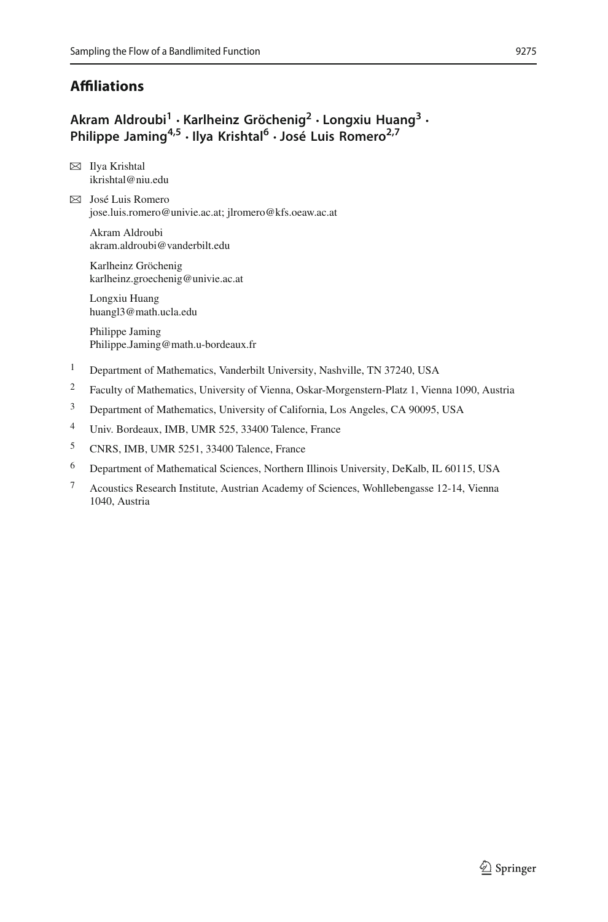## Affiliations

**Akram Aldroubi[1] · Karlheinz Gröchenig[2] · Longxiu Huang[3] · Philippe Jaming[4,5] · Ilya Krishtal[6] · José Luis Romero[2,7]**

✉ Ilya Krishtal
ikrishtal@niu.edu

✉ José Luis Romero
jose.luis.romero@univie.ac.at; jlromero@kfs.oeaw.ac.at

Akram Aldroubi
akram.aldroubi@vanderbilt.edu

Karlheinz Gröchenig
karlheinz.groechenig@univie.ac.at

Longxiu Huang
huangl3@math.ucla.edu

Philippe Jaming
Philippe.Jaming@math.u-bordeaux.fr

[1] Department of Mathematics, Vanderbilt University, Nashville, TN 37240, USA

[2] Faculty of Mathematics, University of Vienna, Oskar-Morgenstern-Platz 1, Vienna 1090, Austria

[3] Department of Mathematics, University of California, Los Angeles, CA 90095, USA

[4] Univ. Bordeaux, IMB, UMR 525, 33400 Talence, France

[5] CNRS, IMB, UMR 5251, 33400 Talence, France

[6] Department of Mathematical Sciences, Northern Illinois University, DeKalb, IL 60115, USA

[7] Acoustics Research Institute, Austrian Academy of Sciences, Wohllebengasse 12-14, Vienna 1040, Austria